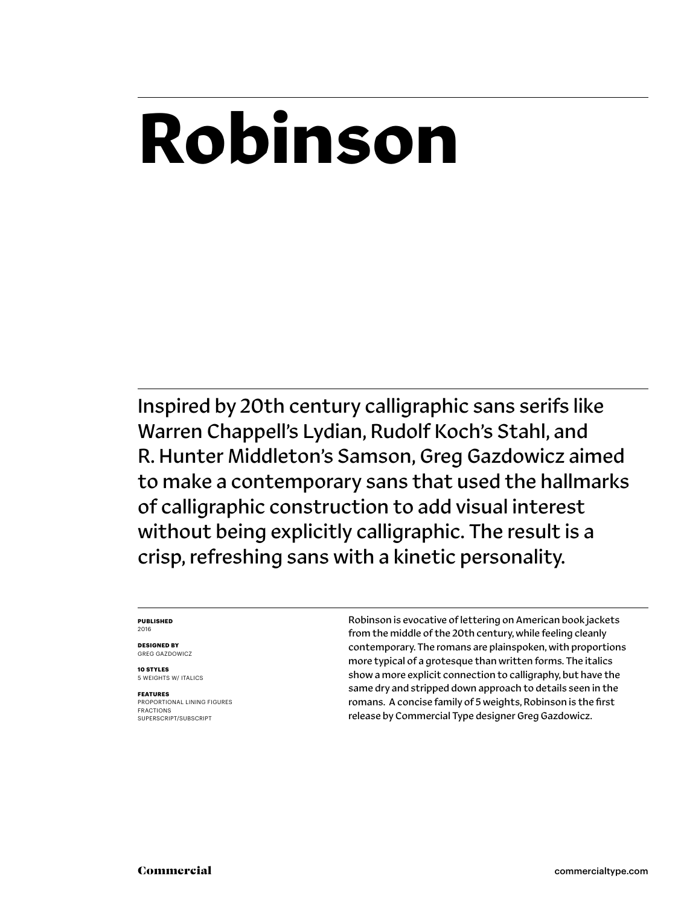# Robinson

Inspired by 20th century calligraphic sans serifs like Warren Chappell's Lydian, Rudolf Koch's Stahl, and R. Hunter Middleton's Samson, Greg Gazdowicz aimed to make a contemporary sans that used the hallmarks of calligraphic construction to add visual interest without being explicitly calligraphic. The result is a crisp, refreshing sans with a kinetic personality.

**PUBLISHED**
2016

**DESIGNED BY**
GREG GAZDOWICZ

**10 STYLES**
5 WEIGHTS W/ ITALICS

**FEATURES**
PROPORTIONAL LINING FIGURES
FRACTIONS
SUPERSCRIPT/SUBSCRIPT

Robinson is evocative of lettering on American book jackets from the middle of the 20th century, while feeling cleanly contemporary. The romans are plainspoken, with proportions more typical of a grotesque than written forms. The italics show a more explicit connection to calligraphy, but have the same dry and stripped down approach to details seen in the romans. A concise family of 5 weights, Robinson is the first release by Commercial Type designer Greg Gazdowicz.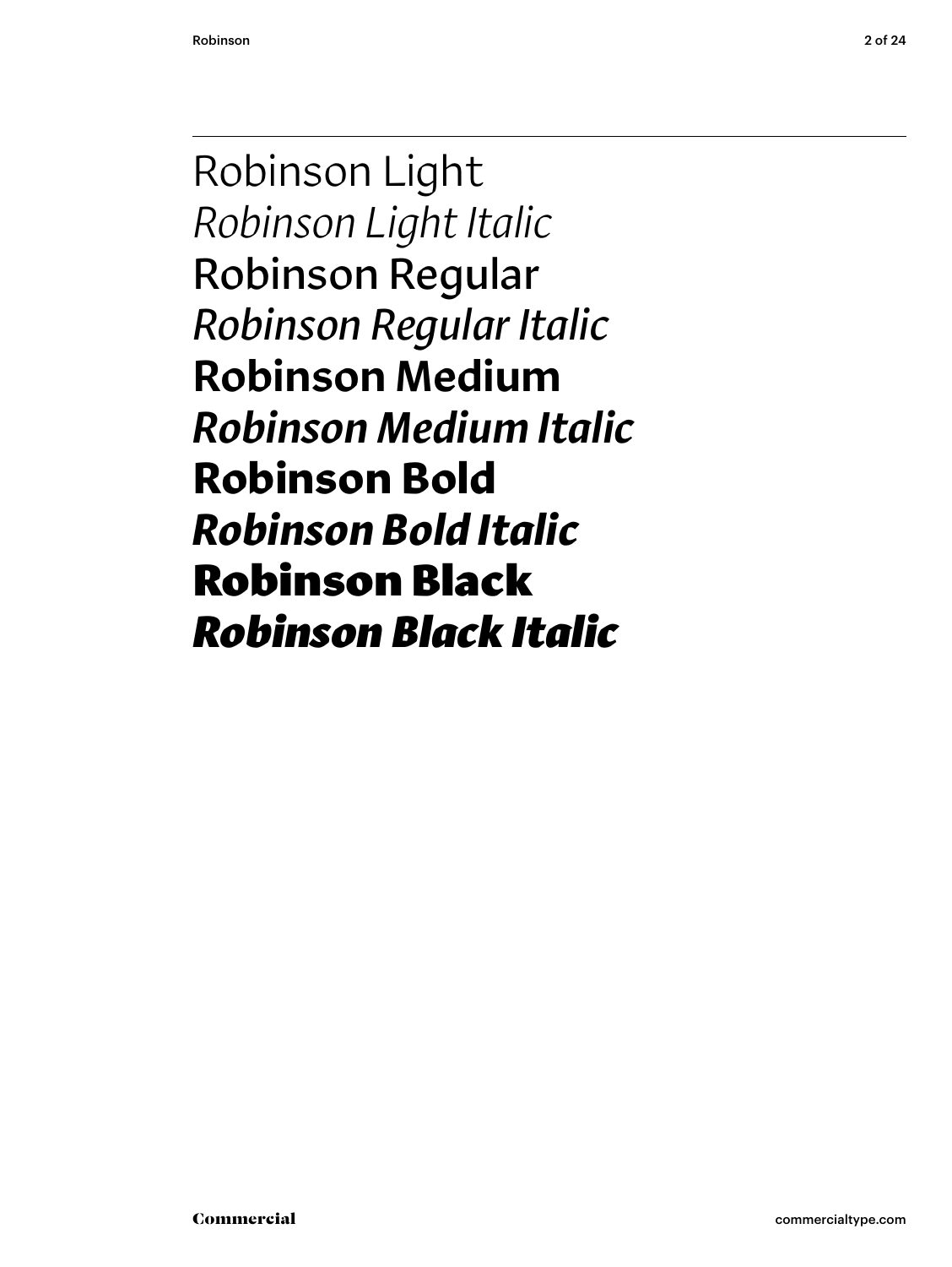Robinson Light

*Robinson Light Italic*

Robinson Regular

*Robinson Regular Italic*

**Robinson Medium**

***Robinson Medium Italic***

**Robinson Bold**

***Robinson Bold Italic***

**Robinson Black**

***Robinson Black Italic***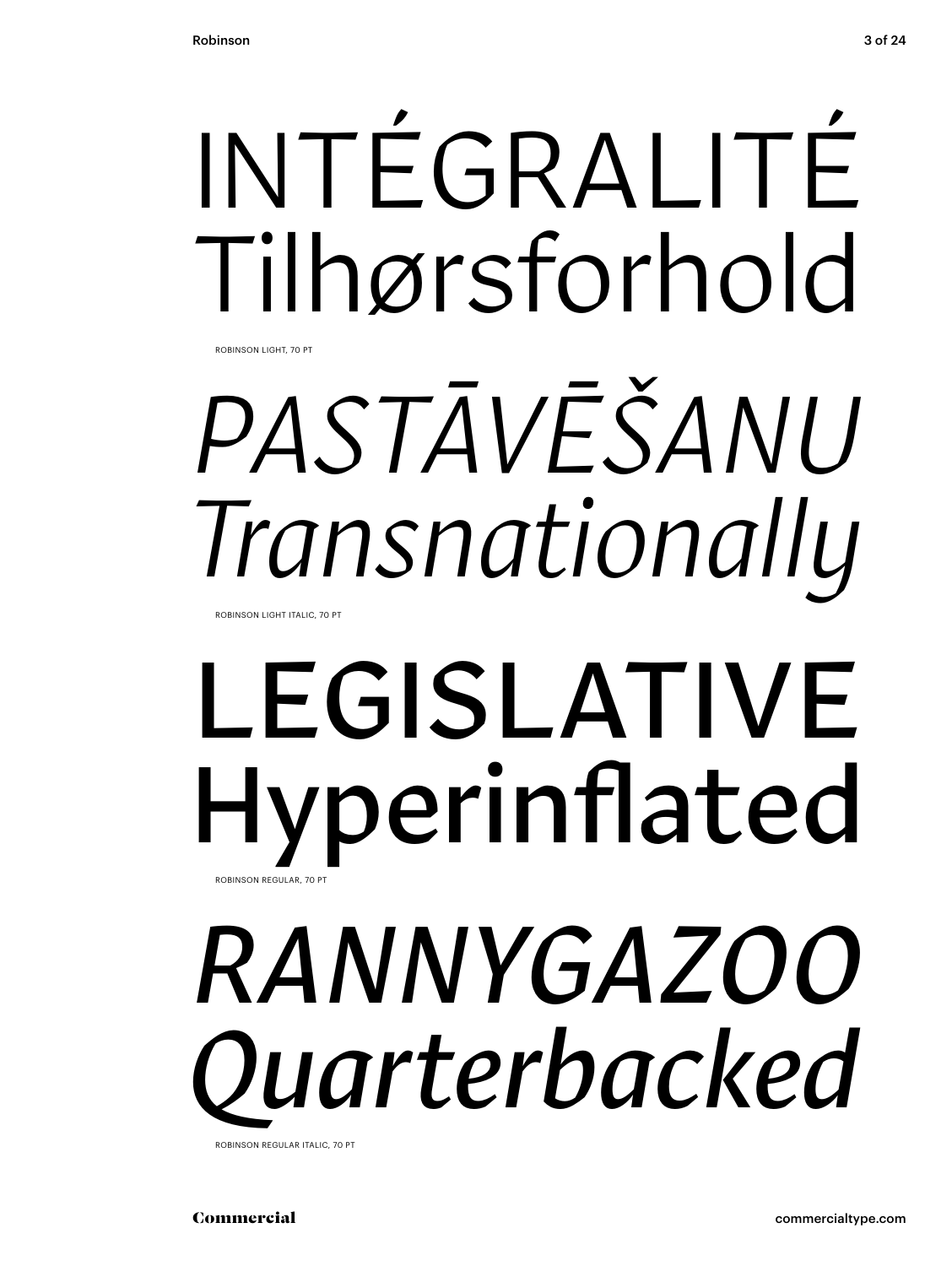INTÉGRALITÉ
Tilhørsforhold

ROBINSON LIGHT, 70 PT

*PASTĀVĒŠANU*
*Transnationally*

ROBINSON LIGHT ITALIC, 70 PT

LEGISLATIVE
Hyperinflated

ROBINSON REGULAR, 70 PT

*RANNYGAZOO*
*Quarterbacked*

ROBINSON REGULAR ITALIC, 70 PT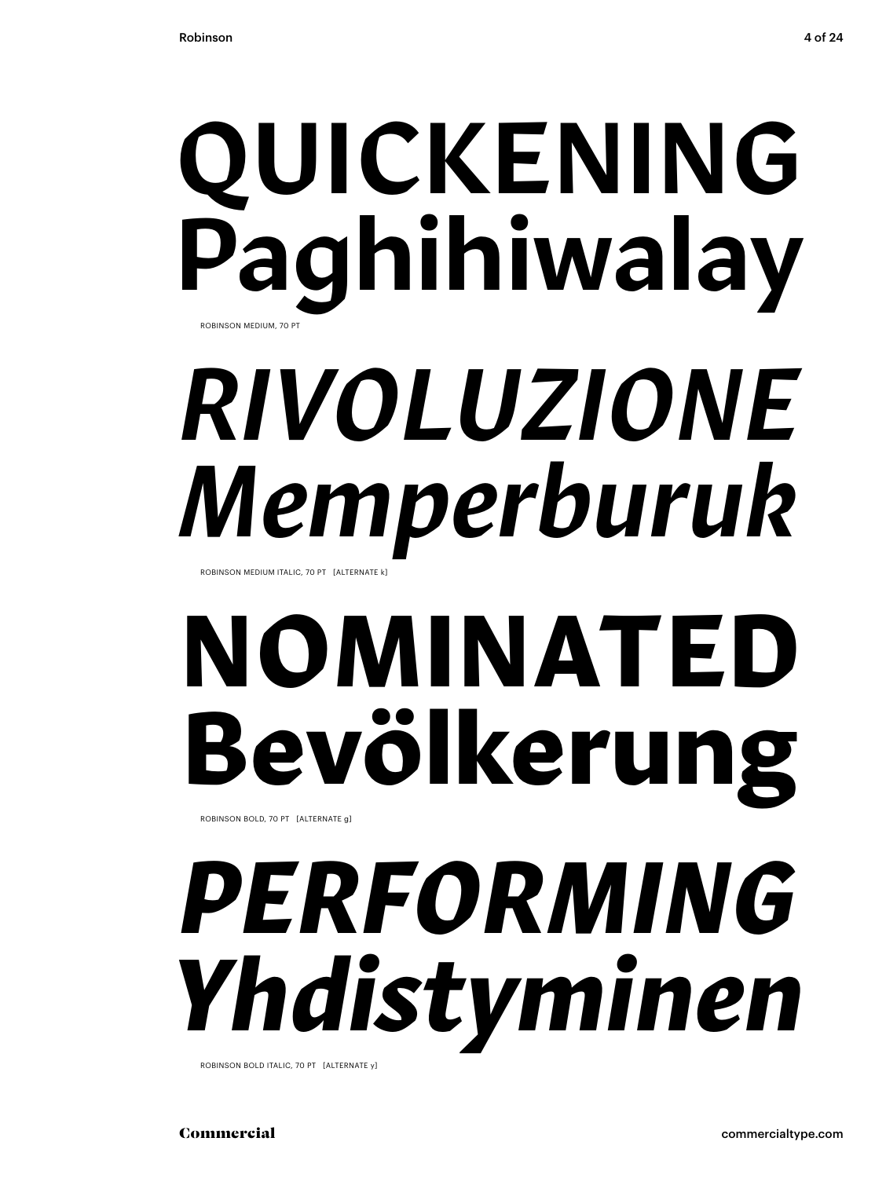QUICKENING
Paghihiwalay

ROBINSON MEDIUM, 70 PT

*RIVOLUZIONE*
*Memperburuk*

ROBINSON MEDIUM ITALIC, 70 PT [ALTERNATE k]

**NOMINATED**
**Bevölkerung**

ROBINSON BOLD, 70 PT [ALTERNATE g]

***PERFORMING***
***Yhdistyminen***

ROBINSON BOLD ITALIC, 70 PT [ALTERNATE y]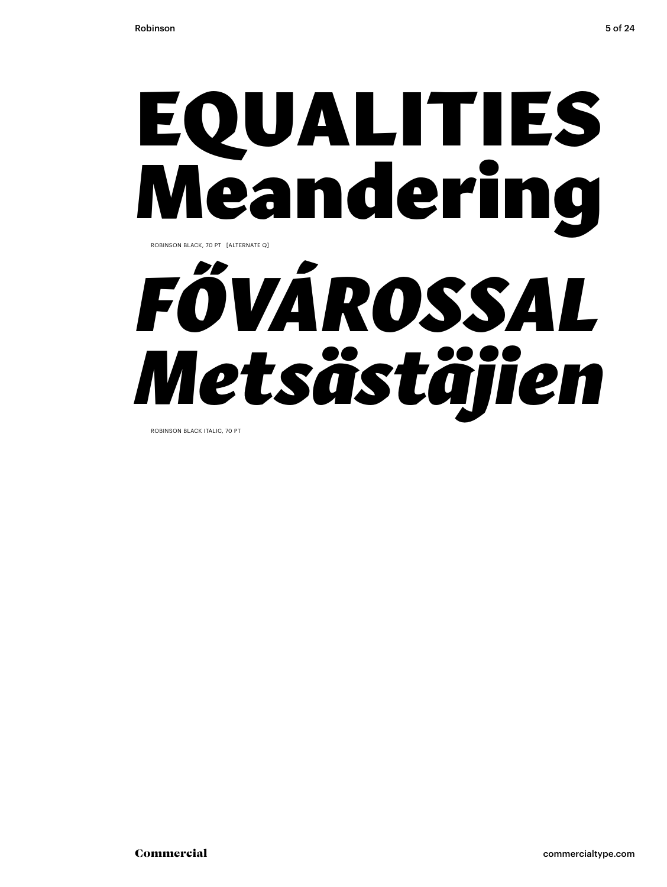# EQUALITIES Meandering

ROBINSON BLACK, 70 PT [ALTERNATE Q]

# *FŐVÁROSSAL Metsästäjien*

ROBINSON BLACK ITALIC, 70 PT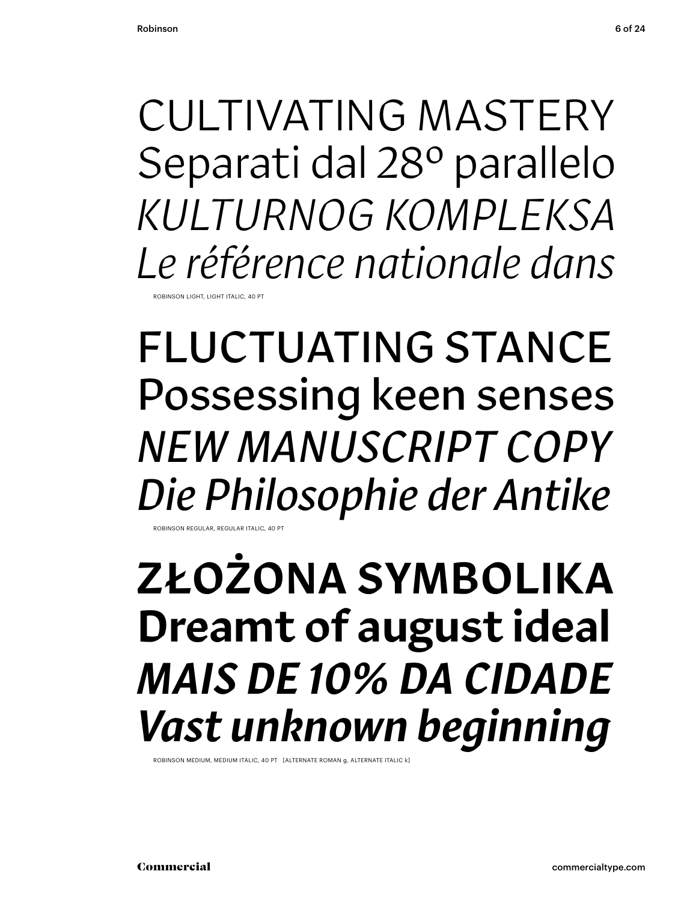CULTIVATING MASTERY
Separati dal 28º parallelo
*KULTURNOG KOMPLEKSA*
*Le référence nationale dans*

ROBINSON LIGHT, LIGHT ITALIC, 40 PT

FLUCTUATING STANCE
Possessing keen senses
*NEW MANUSCRIPT COPY*
*Die Philosophie der Antike*

ROBINSON REGULAR, REGULAR ITALIC, 40 PT

**ZŁOŻONA SYMBOLIKA**
**Dreamt of august ideal**
***MAIS DE 10% DA CIDADE***
***Vast unknown beginning***

ROBINSON MEDIUM, MEDIUM ITALIC, 40 PT [ALTERNATE ROMAN g, ALTERNATE ITALIC k]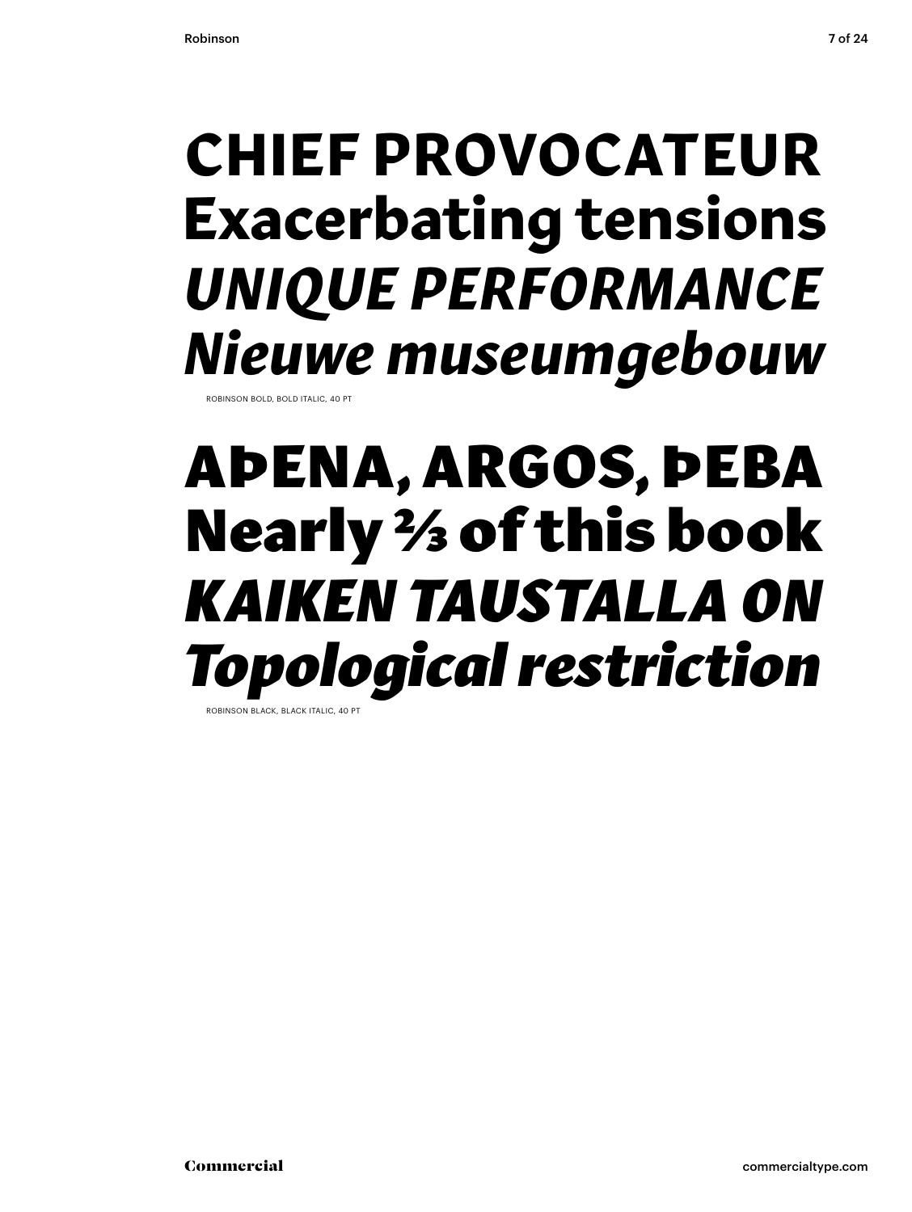**CHIEF PROVOCATEUR**
**Exacerbating tensions**
***UNIQUE PERFORMANCE***
***Nieuwe museumgebouw***

ROBINSON BOLD, BOLD ITALIC, 40 PT

**AÞENA, ARGOS, ÞEBA**
**Nearly ⅔ of this book**
***KAIKEN TAUSTALLA ON***
***Topological restriction***

ROBINSON BLACK, BLACK ITALIC, 40 PT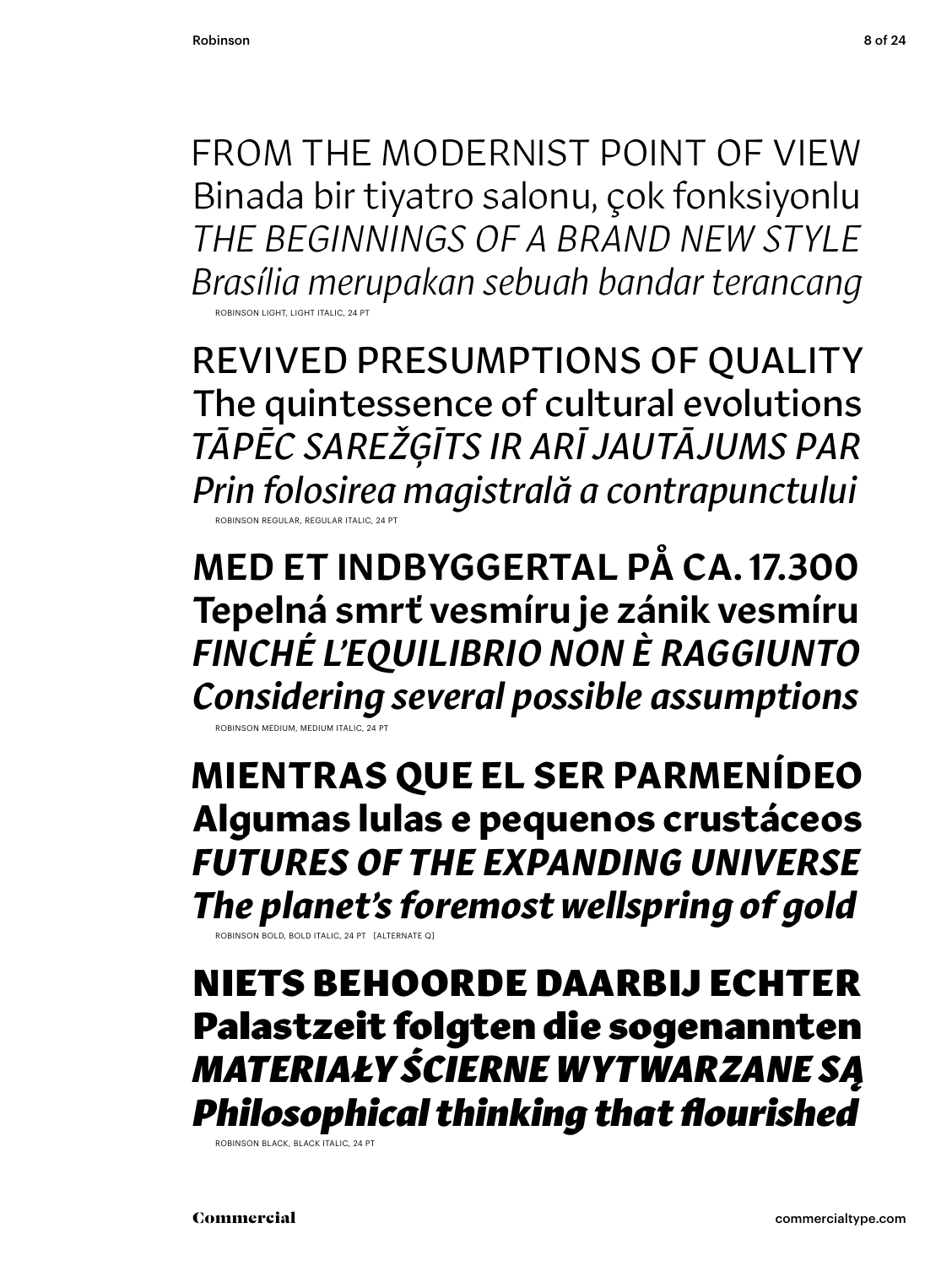FROM THE MODERNIST POINT OF VIEW
Binada bir tiyatro salonu, çok fonksiyonlu
*THE BEGINNINGS OF A BRAND NEW STYLE*
*Brasília merupakan sebuah bandar terancang*

ROBINSON LIGHT, LIGHT ITALIC, 24 PT

REVIVED PRESUMPTIONS OF QUALITY
The quintessence of cultural evolutions
*TĀPĒC SAREŽĢĪTS IR ARĪ JAUTĀJUMS PAR*
*Prin folosirea magistrală a contrapunctului*

ROBINSON REGULAR, REGULAR ITALIC, 24 PT

**MED ET INDBYGGERTAL PÅ CA. 17.300**
**Tepelná smrť vesmíru je zánik vesmíru**
***FINCHÉ L'EQUILIBRIO NON È RAGGIUNTO***
***Considering several possible assumptions***

ROBINSON MEDIUM, MEDIUM ITALIC, 24 PT

**MIENTRAS QUE EL SER PARMENÍDEO**
**Algumas lulas e pequenos crustáceos**
***FUTURES OF THE EXPANDING UNIVERSE***
***The planet's foremost wellspring of gold***

ROBINSON BOLD, BOLD ITALIC, 24 PT [ALTERNATE Q]

**NIETS BEHOORDE DAARBIJ ECHTER**
**Palastzeit folgten die sogenannten**
***MATERIAŁY ŚCIERNE WYTWARZANE SĄ***
***Philosophical thinking that flourished***

ROBINSON BLACK, BLACK ITALIC, 24 PT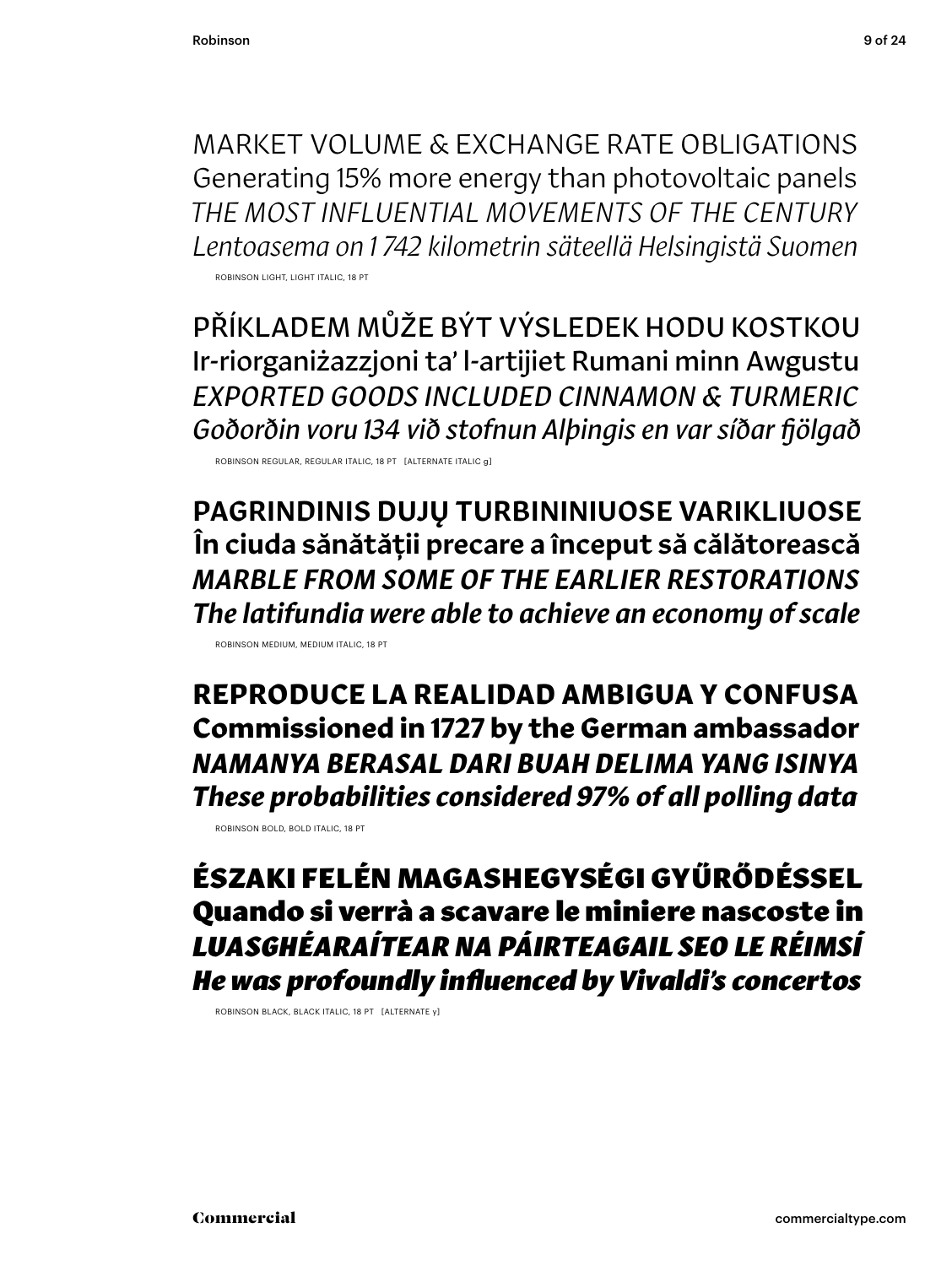MARKET VOLUME & EXCHANGE RATE OBLIGATIONS
Generating 15% more energy than photovoltaic panels
*THE MOST INFLUENTIAL MOVEMENTS OF THE CENTURY*
*Lentoasema on 1 742 kilometrin säteellä Helsingistä Suomen*

ROBINSON LIGHT, LIGHT ITALIC, 18 PT

PŘÍKLADEM MŮŽE BÝT VÝSLEDEK HODU KOSTKOU
Ir-riorganiżazzjoni ta' l-artijiet Rumani minn Awgustu
*EXPORTED GOODS INCLUDED CINNAMON & TURMERIC*
*Goðorðin voru 134 við stofnun Alþingis en var síðar fjölgað*

ROBINSON REGULAR, REGULAR ITALIC, 18 PT [ALTERNATE ITALIC g]

**PAGRINDINIS DUJŲ TURBININIUOSE VARIKLIUOSE**
**În ciuda sănătății precare a început să călătorească**
***MARBLE FROM SOME OF THE EARLIER RESTORATIONS***
***The latifundia were able to achieve an economy of scale***

ROBINSON MEDIUM, MEDIUM ITALIC, 18 PT

**REPRODUCE LA REALIDAD AMBIGUA Y CONFUSA**
**Commissioned in 1727 by the German ambassador**
***NAMANYA BERASAL DARI BUAH DELIMA YANG ISINYA***
***These probabilities considered 97% of all polling data***

ROBINSON BOLD, BOLD ITALIC, 18 PT

**ÉSZAKI FELÉN MAGASHEGYSÉGI GYŰRŐDÉSSEL**
**Quando si verrà a scavare le miniere nascoste in**
***LUASGHÉARAÍTEAR NA PÁIRTEAGAIL SEO LE RÉIMSÍ***
***He was profoundly influenced by Vivaldi's concertos***

ROBINSON BLACK, BLACK ITALIC, 18 PT [ALTERNATE y]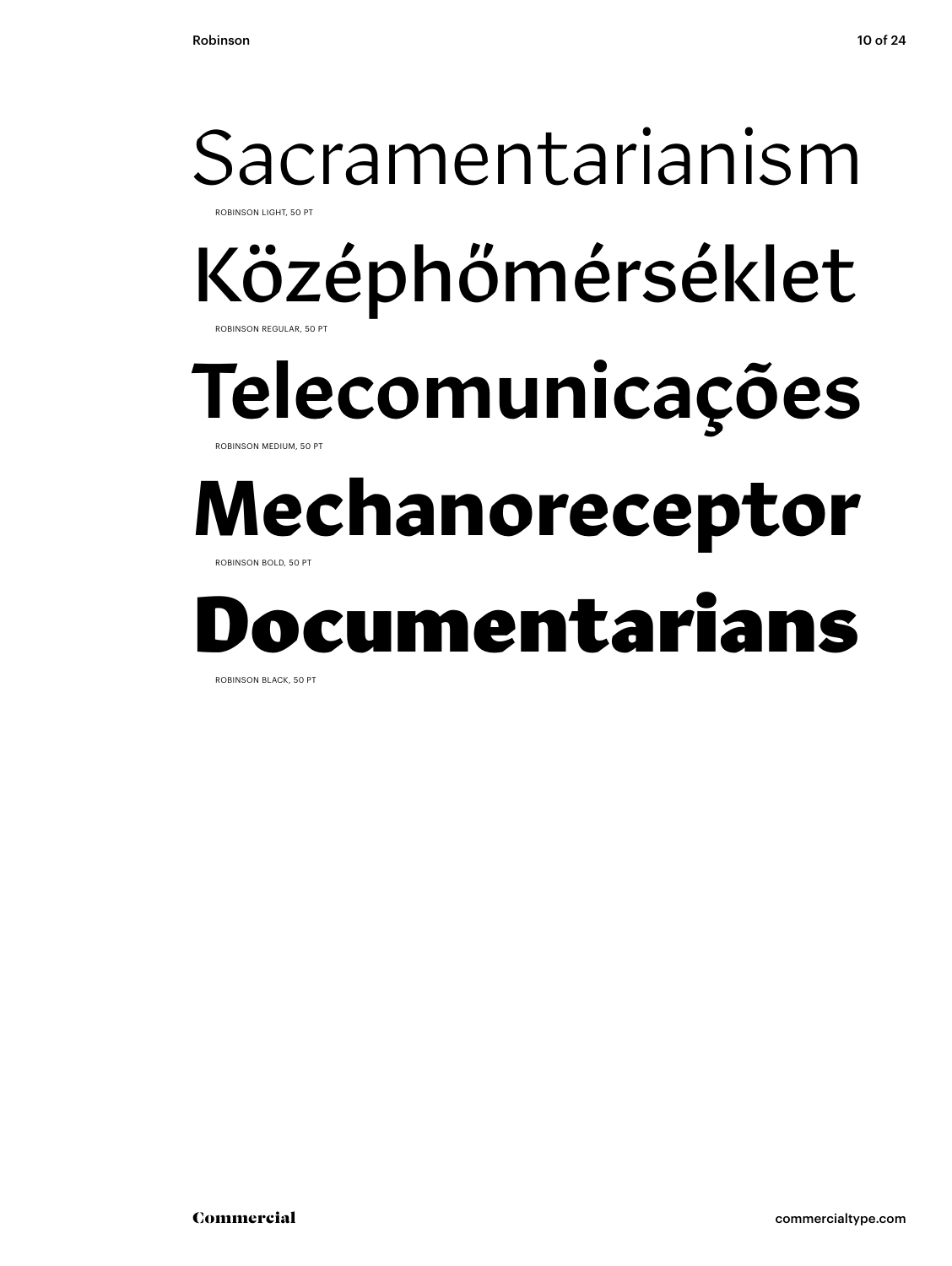Sacramentarianism

ROBINSON LIGHT, 50 PT

Középhőmérséklet

ROBINSON REGULAR, 50 PT

**Telecomunicações**

ROBINSON MEDIUM, 50 PT

**Mechanoreceptor**

ROBINSON BOLD, 50 PT

**Documentarians**

ROBINSON BLACK, 50 PT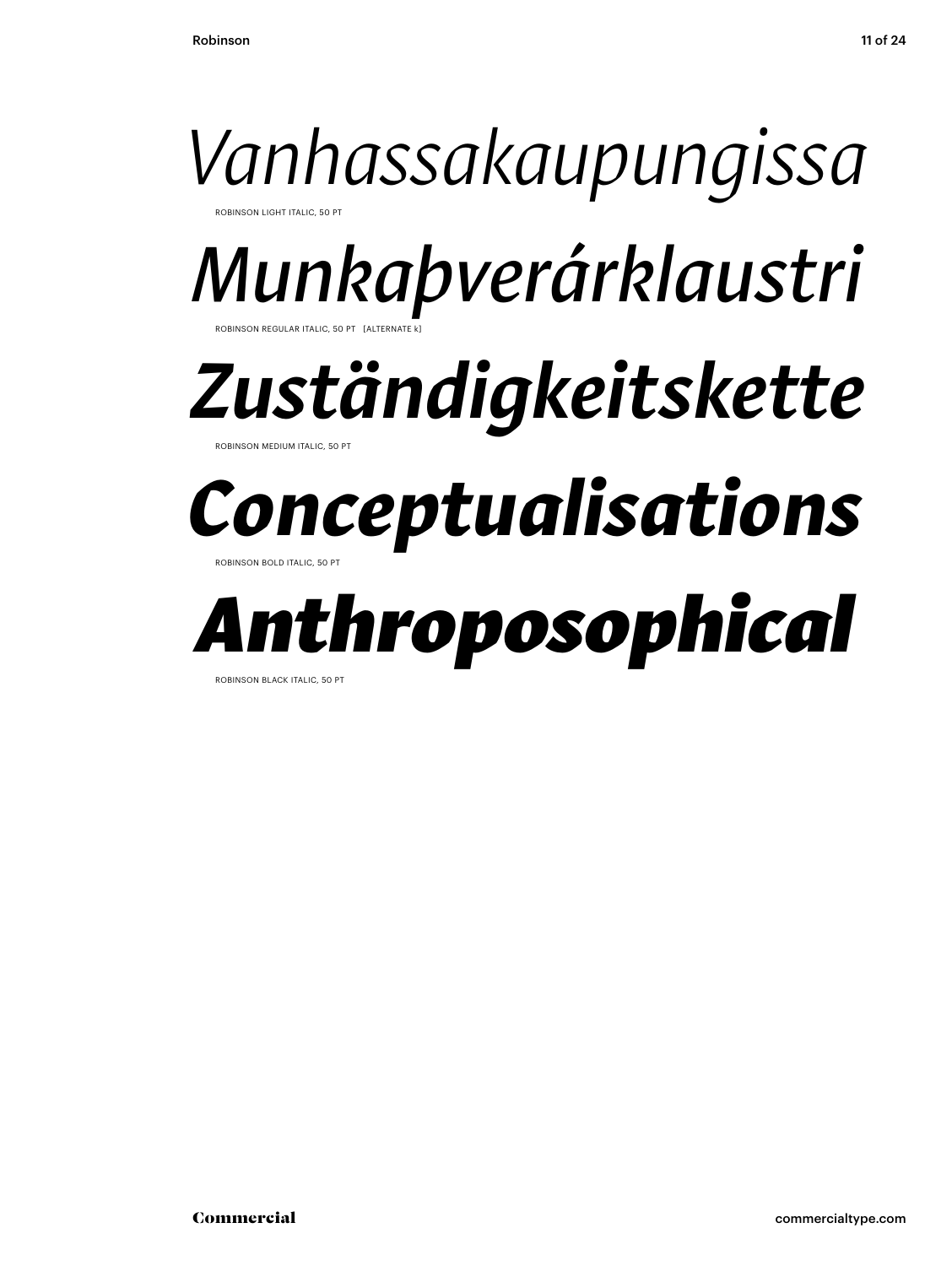*Vanhassakaupungissa*

ROBINSON LIGHT ITALIC, 50 PT

*Munkaþverárklaustri*

ROBINSON REGULAR ITALIC, 50 PT [ALTERNATE k]

***Zuständigkeitskette***

ROBINSON MEDIUM ITALIC, 50 PT

***Conceptualisations***

ROBINSON BOLD ITALIC, 50 PT

***Anthroposophical***

ROBINSON BLACK ITALIC, 50 PT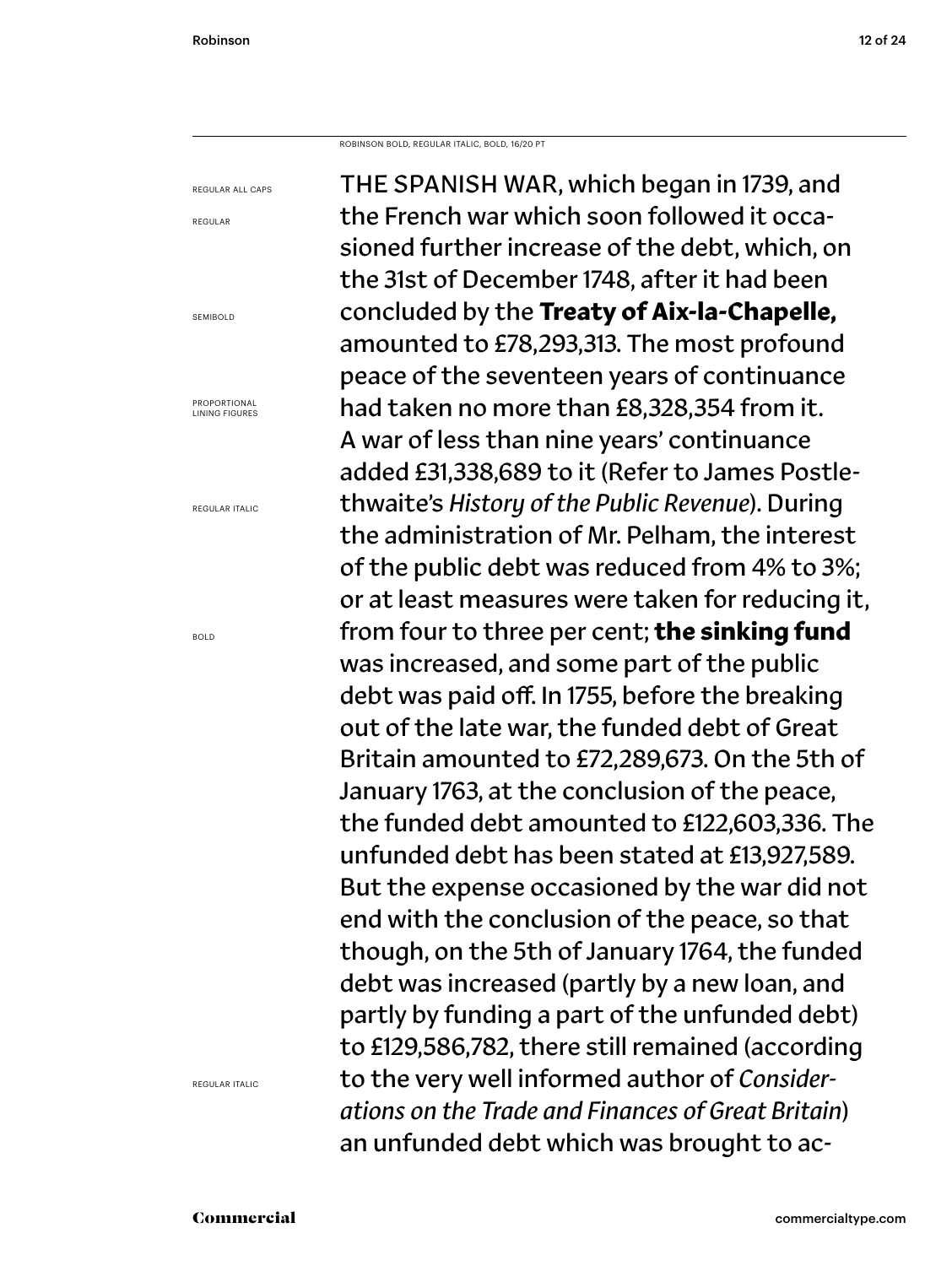ROBINSON BOLD, REGULAR ITALIC, BOLD, 16/20 PT

REGULAR ALL CAPS

REGULAR

SEMIBOLD

PROPORTIONAL LINING FIGURES

REGULAR ITALIC

BOLD

REGULAR ITALIC

THE SPANISH WAR, which began in 1739, and the French war which soon followed it occasioned further increase of the debt, which, on the 31st of December 1748, after it had been concluded by the **Treaty of Aix-la-Chapelle,** amounted to £78,293,313. The most profound peace of the seventeen years of continuance had taken no more than £8,328,354 from it. A war of less than nine years' continuance added £31,338,689 to it (Refer to James Postlethwaite's *History of the Public Revenue*). During the administration of Mr. Pelham, the interest of the public debt was reduced from 4% to 3%; or at least measures were taken for reducing it, from four to three per cent; **the sinking fund** was increased, and some part of the public debt was paid off. In 1755, before the breaking out of the late war, the funded debt of Great Britain amounted to £72,289,673. On the 5th of January 1763, at the conclusion of the peace, the funded debt amounted to £122,603,336. The unfunded debt has been stated at £13,927,589. But the expense occasioned by the war did not end with the conclusion of the peace, so that though, on the 5th of January 1764, the funded debt was increased (partly by a new loan, and partly by funding a part of the unfunded debt) to £129,586,782, there still remained (according to the very well informed author of *Considerations on the Trade and Finances of Great Britain*) an unfunded debt which was brought to ac-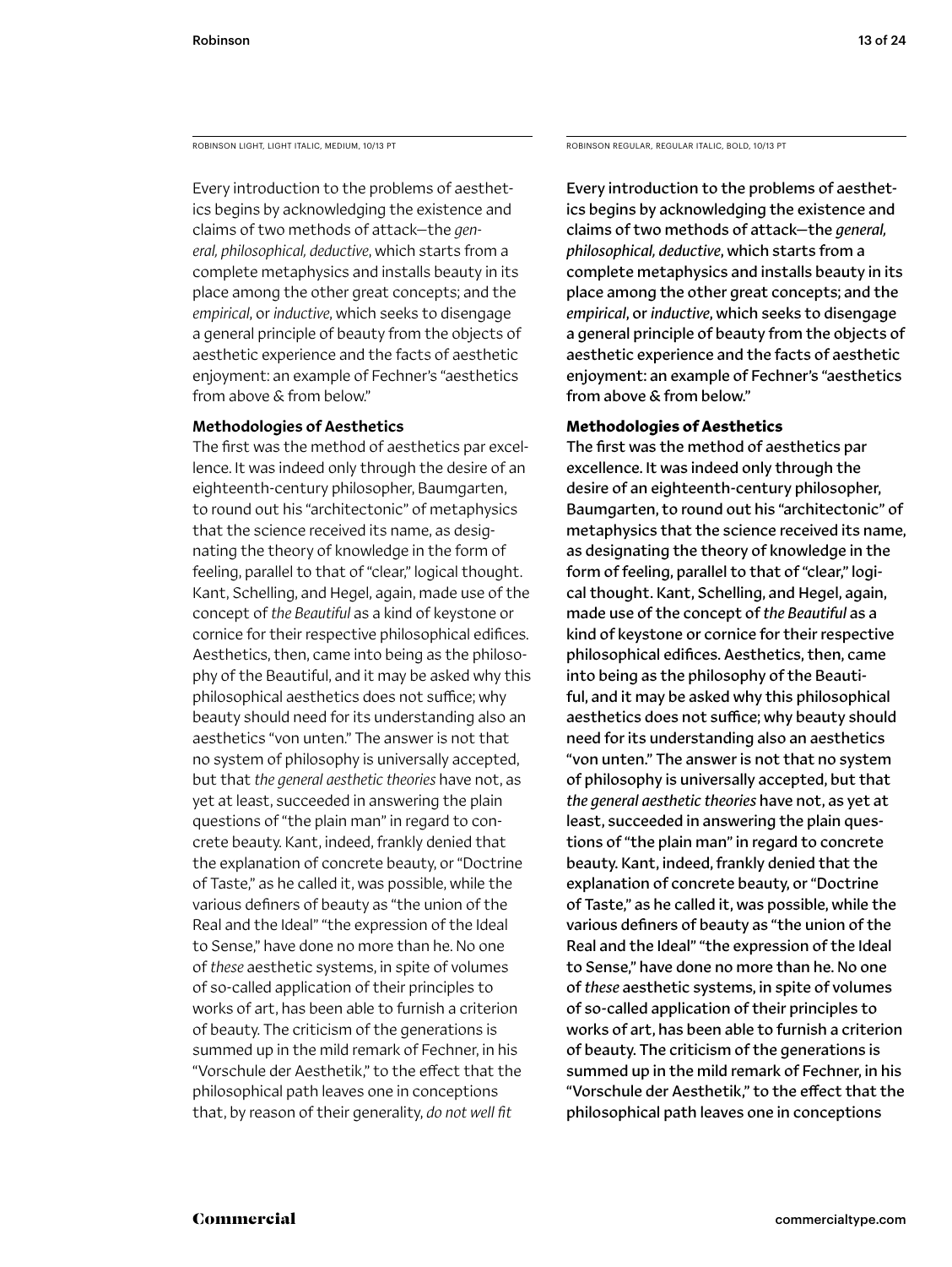ROBINSON LIGHT, LIGHT ITALIC, MEDIUM, 10/13 PT

Every introduction to the problems of aesthetics begins by acknowledging the existence and claims of two methods of attack—the *general, philosophical, deductive*, which starts from a complete metaphysics and installs beauty in its place among the other great concepts; and the *empirical*, or *inductive*, which seeks to disengage a general principle of beauty from the objects of aesthetic experience and the facts of aesthetic enjoyment: an example of Fechner's "aesthetics from above & from below."

**Methodologies of Aesthetics**

The first was the method of aesthetics par excellence. It was indeed only through the desire of an eighteenth-century philosopher, Baumgarten, to round out his "architectonic" of metaphysics that the science received its name, as designating the theory of knowledge in the form of feeling, parallel to that of "clear," logical thought. Kant, Schelling, and Hegel, again, made use of the concept of *the Beautiful* as a kind of keystone or cornice for their respective philosophical edifices. Aesthetics, then, came into being as the philosophy of the Beautiful, and it may be asked why this philosophical aesthetics does not suffice; why beauty should need for its understanding also an aesthetics "von unten." The answer is not that no system of philosophy is universally accepted, but that *the general aesthetic theories* have not, as yet at least, succeeded in answering the plain questions of "the plain man" in regard to concrete beauty. Kant, indeed, frankly denied that the explanation of concrete beauty, or "Doctrine of Taste," as he called it, was possible, while the various definers of beauty as "the union of the Real and the Ideal" "the expression of the Ideal to Sense," have done no more than he. No one of *these* aesthetic systems, in spite of volumes of so-called application of their principles to works of art, has been able to furnish a criterion of beauty. The criticism of the generations is summed up in the mild remark of Fechner, in his "Vorschule der Aesthetik," to the effect that the philosophical path leaves one in conceptions that, by reason of their generality, *do not well fit*

ROBINSON REGULAR, REGULAR ITALIC, BOLD, 10/13 PT

Every introduction to the problems of aesthetics begins by acknowledging the existence and claims of two methods of attack—the *general, philosophical, deductive*, which starts from a complete metaphysics and installs beauty in its place among the other great concepts; and the *empirical*, or *inductive*, which seeks to disengage a general principle of beauty from the objects of aesthetic experience and the facts of aesthetic enjoyment: an example of Fechner's "aesthetics from above & from below."

**Methodologies of Aesthetics**

The first was the method of aesthetics par excellence. It was indeed only through the desire of an eighteenth-century philosopher, Baumgarten, to round out his "architectonic" of metaphysics that the science received its name, as designating the theory of knowledge in the form of feeling, parallel to that of "clear," logical thought. Kant, Schelling, and Hegel, again, made use of the concept of *the Beautiful* as a kind of keystone or cornice for their respective philosophical edifices. Aesthetics, then, came into being as the philosophy of the Beautiful, and it may be asked why this philosophical aesthetics does not suffice; why beauty should need for its understanding also an aesthetics "von unten." The answer is not that no system of philosophy is universally accepted, but that *the general aesthetic theories* have not, as yet at least, succeeded in answering the plain questions of "the plain man" in regard to concrete beauty. Kant, indeed, frankly denied that the explanation of concrete beauty, or "Doctrine of Taste," as he called it, was possible, while the various definers of beauty as "the union of the Real and the Ideal" "the expression of the Ideal to Sense," have done no more than he. No one of *these* aesthetic systems, in spite of volumes of so-called application of their principles to works of art, has been able to furnish a criterion of beauty. The criticism of the generations is summed up in the mild remark of Fechner, in his "Vorschule der Aesthetik," to the effect that the philosophical path leaves one in conceptions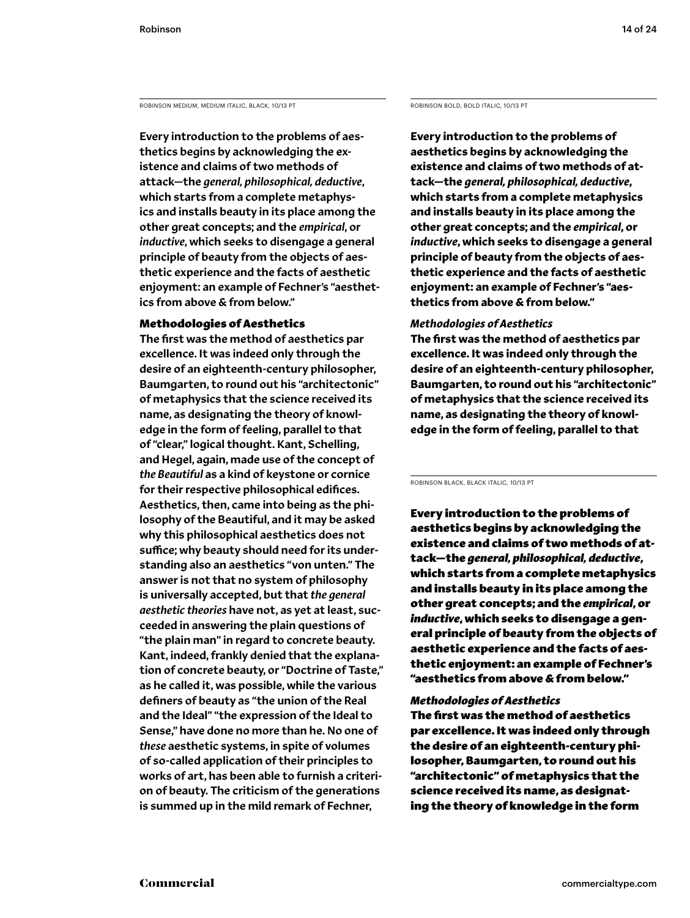ROBINSON MEDIUM, MEDIUM ITALIC, BLACK, 10/13 PT

Every introduction to the problems of aesthetics begins by acknowledging the existence and claims of two methods of attack—the *general, philosophical, deductive*, which starts from a complete metaphysics and installs beauty in its place among the other great concepts; and the *empirical*, or *inductive*, which seeks to disengage a general principle of beauty from the objects of aesthetic experience and the facts of aesthetic enjoyment: an example of Fechner's "aesthetics from above & from below."

**Methodologies of Aesthetics**

The first was the method of aesthetics par excellence. It was indeed only through the desire of an eighteenth-century philosopher, Baumgarten, to round out his "architectonic" of metaphysics that the science received its name, as designating the theory of knowledge in the form of feeling, parallel to that of "clear," logical thought. Kant, Schelling, and Hegel, again, made use of the concept of *the Beautiful* as a kind of keystone or cornice for their respective philosophical edifices. Aesthetics, then, came into being as the philosophy of the Beautiful, and it may be asked why this philosophical aesthetics does not suffice; why beauty should need for its understanding also an aesthetics "von unten." The answer is not that no system of philosophy is universally accepted, but that *the general aesthetic theories* have not, as yet at least, succeeded in answering the plain questions of "the plain man" in regard to concrete beauty. Kant, indeed, frankly denied that the explanation of concrete beauty, or "Doctrine of Taste," as he called it, was possible, while the various definers of beauty as "the union of the Real and the Ideal" "the expression of the Ideal to Sense," have done no more than he. No one of *these* aesthetic systems, in spite of volumes of so-called application of their principles to works of art, has been able to furnish a criterion of beauty. The criticism of the generations is summed up in the mild remark of Fechner,

ROBINSON BOLD, BOLD ITALIC, 10/13 PT

**Every introduction to the problems of aesthetics begins by acknowledging the existence and claims of two methods of attack—the *general, philosophical, deductive*, which starts from a complete metaphysics and installs beauty in its place among the other great concepts; and the *empirical*, or *inductive*, which seeks to disengage a general principle of beauty from the objects of aesthetic experience and the facts of aesthetic enjoyment: an example of Fechner's "aesthetics from above & from below."**

***Methodologies of Aesthetics***

**The first was the method of aesthetics par excellence. It was indeed only through the desire of an eighteenth-century philosopher, Baumgarten, to round out his "architectonic" of metaphysics that the science received its name, as designating the theory of knowledge in the form of feeling, parallel to that**

ROBINSON BLACK, BLACK ITALIC, 10/13 PT

**Every introduction to the problems of aesthetics begins by acknowledging the existence and claims of two methods of attack—the *general, philosophical, deductive*, which starts from a complete metaphysics and installs beauty in its place among the other great concepts; and the *empirical*, or *inductive*, which seeks to disengage a general principle of beauty from the objects of aesthetic experience and the facts of aesthetic enjoyment: an example of Fechner's "aesthetics from above & from below."**

***Methodologies of Aesthetics***

**The first was the method of aesthetics par excellence. It was indeed only through the desire of an eighteenth-century philosopher, Baumgarten, to round out his "architectonic" of metaphysics that the science received its name, as designating the theory of knowledge in the form**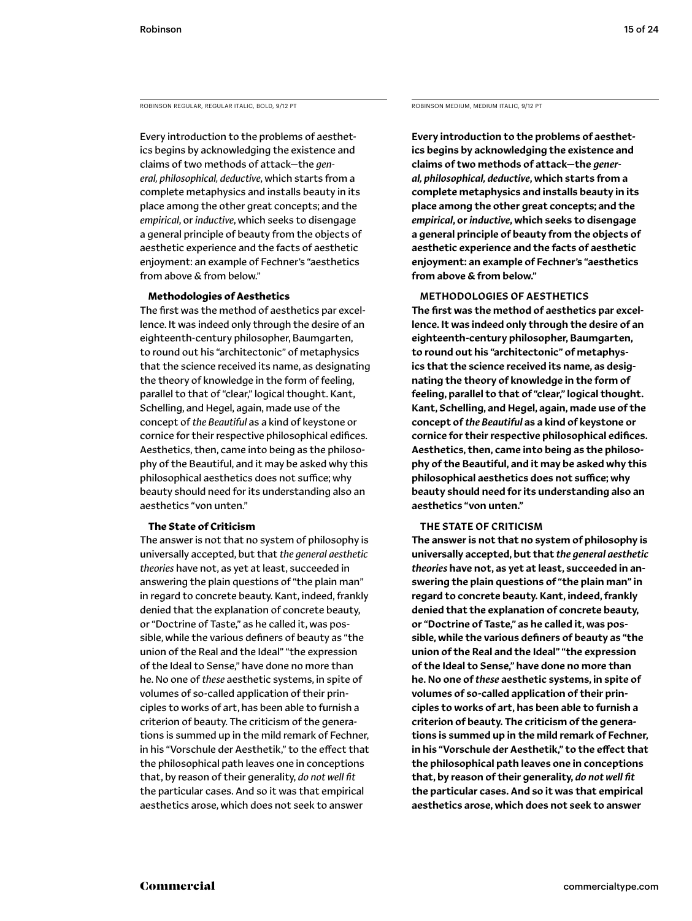ROBINSON REGULAR, REGULAR ITALIC, BOLD, 9/12 PT

Every introduction to the problems of aesthetics begins by acknowledging the existence and claims of two methods of attack—the *general, philosophical, deductive*, which starts from a complete metaphysics and installs beauty in its place among the other great concepts; and the *empirical*, or *inductive*, which seeks to disengage a general principle of beauty from the objects of aesthetic experience and the facts of aesthetic enjoyment: an example of Fechner's "aesthetics from above & from below."

**Methodologies of Aesthetics**

The first was the method of aesthetics par excellence. It was indeed only through the desire of an eighteenth-century philosopher, Baumgarten, to round out his "architectonic" of metaphysics that the science received its name, as designating the theory of knowledge in the form of feeling, parallel to that of "clear," logical thought. Kant, Schelling, and Hegel, again, made use of the concept of *the Beautiful* as a kind of keystone or cornice for their respective philosophical edifices. Aesthetics, then, came into being as the philosophy of the Beautiful, and it may be asked why this philosophical aesthetics does not suffice; why beauty should need for its understanding also an aesthetics "von unten."

**The State of Criticism**

The answer is not that no system of philosophy is universally accepted, but that *the general aesthetic theories* have not, as yet at least, succeeded in answering the plain questions of "the plain man" in regard to concrete beauty. Kant, indeed, frankly denied that the explanation of concrete beauty, or "Doctrine of Taste," as he called it, was possible, while the various definers of beauty as "the union of the Real and the Ideal" "the expression of the Ideal to Sense," have done no more than he. No one of *these* aesthetic systems, in spite of volumes of so-called application of their principles to works of art, has been able to furnish a criterion of beauty. The criticism of the generations is summed up in the mild remark of Fechner, in his "Vorschule der Aesthetik," to the effect that the philosophical path leaves one in conceptions that, by reason of their generality, *do not well fit* the particular cases. And so it was that empirical aesthetics arose, which does not seek to answer

ROBINSON MEDIUM, MEDIUM ITALIC, 9/12 PT

Every introduction to the problems of aesthetics begins by acknowledging the existence and claims of two methods of attack—the *general, philosophical, deductive*, which starts from a complete metaphysics and installs beauty in its place among the other great concepts; and the *empirical*, or *inductive*, which seeks to disengage a general principle of beauty from the objects of aesthetic experience and the facts of aesthetic enjoyment: an example of Fechner's "aesthetics from above & from below."

METHODOLOGIES OF AESTHETICS

The first was the method of aesthetics par excellence. It was indeed only through the desire of an eighteenth-century philosopher, Baumgarten, to round out his "architectonic" of metaphysics that the science received its name, as designating the theory of knowledge in the form of feeling, parallel to that of "clear," logical thought. Kant, Schelling, and Hegel, again, made use of the concept of *the Beautiful* as a kind of keystone or cornice for their respective philosophical edifices. Aesthetics, then, came into being as the philosophy of the Beautiful, and it may be asked why this philosophical aesthetics does not suffice; why beauty should need for its understanding also an aesthetics "von unten."

THE STATE OF CRITICISM

The answer is not that no system of philosophy is universally accepted, but that *the general aesthetic theories* have not, as yet at least, succeeded in answering the plain questions of "the plain man" in regard to concrete beauty. Kant, indeed, frankly denied that the explanation of concrete beauty, or "Doctrine of Taste," as he called it, was possible, while the various definers of beauty as "the union of the Real and the Ideal" "the expression of the Ideal to Sense," have done no more than he. No one of *these* aesthetic systems, in spite of volumes of so-called application of their principles to works of art, has been able to furnish a criterion of beauty. The criticism of the generations is summed up in the mild remark of Fechner, in his "Vorschule der Aesthetik," to the effect that the philosophical path leaves one in conceptions that, by reason of their generality, *do not well fit* the particular cases. And so it was that empirical aesthetics arose, which does not seek to answer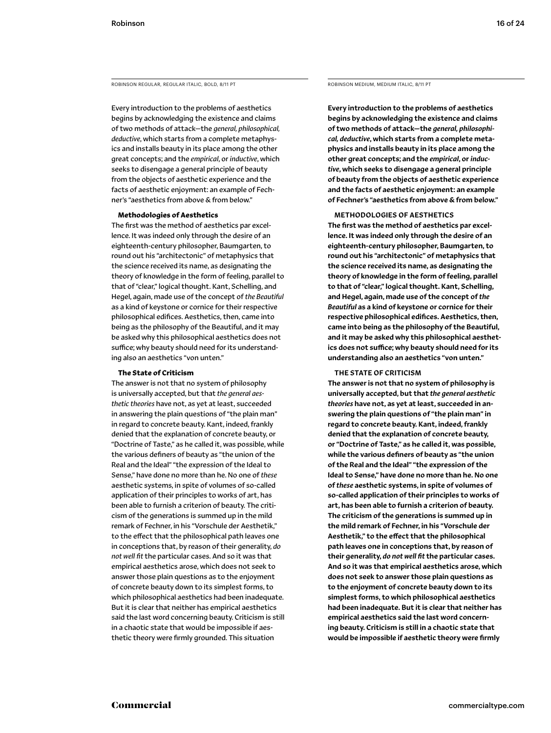ROBINSON REGULAR, REGULAR ITALIC, BOLD, 8/11 PT

Every introduction to the problems of aesthetics begins by acknowledging the existence and claims of two methods of attack—the *general, philosophical, deductive*, which starts from a complete metaphysics and installs beauty in its place among the other great concepts; and the *empirical*, or *inductive*, which seeks to disengage a general principle of beauty from the objects of aesthetic experience and the facts of aesthetic enjoyment: an example of Fechner's "aesthetics from above & from below."

**Methodologies of Aesthetics**

The first was the method of aesthetics par excellence. It was indeed only through the desire of an eighteenth-century philosopher, Baumgarten, to round out his "architectonic" of metaphysics that the science received its name, as designating the theory of knowledge in the form of feeling, parallel to that of "clear," logical thought. Kant, Schelling, and Hegel, again, made use of the concept of *the Beautiful* as a kind of keystone or cornice for their respective philosophical edifices. Aesthetics, then, came into being as the philosophy of the Beautiful, and it may be asked why this philosophical aesthetics does not suffice; why beauty should need for its understanding also an aesthetics "von unten."

**The State of Criticism**

The answer is not that no system of philosophy is universally accepted, but that *the general aesthetic theories* have not, as yet at least, succeeded in answering the plain questions of "the plain man" in regard to concrete beauty. Kant, indeed, frankly denied that the explanation of concrete beauty, or "Doctrine of Taste," as he called it, was possible, while the various definers of beauty as "the union of the Real and the Ideal" "the expression of the Ideal to Sense," have done no more than he. No one of *these* aesthetic systems, in spite of volumes of so-called application of their principles to works of art, has been able to furnish a criterion of beauty. The criticism of the generations is summed up in the mild remark of Fechner, in his "Vorschule der Aesthetik," to the effect that the philosophical path leaves one in conceptions that, by reason of their generality, *do not well fit* the particular cases. And so it was that empirical aesthetics arose, which does not seek to answer those plain questions as to the enjoyment of concrete beauty down to its simplest forms, to which philosophical aesthetics had been inadequate. But it is clear that neither has empirical aesthetics said the last word concerning beauty. Criticism is still in a chaotic state that would be impossible if aesthetic theory were firmly grounded. This situation

ROBINSON MEDIUM, MEDIUM ITALIC, 8/11 PT

Every introduction to the problems of aesthetics begins by acknowledging the existence and claims of two methods of attack—the *general, philosophical, deductive*, which starts from a complete metaphysics and installs beauty in its place among the other great concepts; and the *empirical*, or *inductive*, which seeks to disengage a general principle of beauty from the objects of aesthetic experience and the facts of aesthetic enjoyment: an example of Fechner's "aesthetics from above & from below."

METHODOLOGIES OF AESTHETICS

The first was the method of aesthetics par excellence. It was indeed only through the desire of an eighteenth-century philosopher, Baumgarten, to round out his "architectonic" of metaphysics that the science received its name, as designating the theory of knowledge in the form of feeling, parallel to that of "clear," logical thought. Kant, Schelling, and Hegel, again, made use of the concept of *the Beautiful* as a kind of keystone or cornice for their respective philosophical edifices. Aesthetics, then, came into being as the philosophy of the Beautiful, and it may be asked why this philosophical aesthetics does not suffice; why beauty should need for its understanding also an aesthetics "von unten."

THE STATE OF CRITICISM

The answer is not that no system of philosophy is universally accepted, but that *the general aesthetic theories* have not, as yet at least, succeeded in answering the plain questions of "the plain man" in regard to concrete beauty. Kant, indeed, frankly denied that the explanation of concrete beauty, or "Doctrine of Taste," as he called it, was possible, while the various definers of beauty as "the union of the Real and the Ideal" "the expression of the Ideal to Sense," have done no more than he. No one of *these* aesthetic systems, in spite of volumes of so-called application of their principles to works of art, has been able to furnish a criterion of beauty. The criticism of the generations is summed up in the mild remark of Fechner, in his "Vorschule der Aesthetik," to the effect that the philosophical path leaves one in conceptions that, by reason of their generality, *do not well fit* the particular cases. And so it was that empirical aesthetics arose, which does not seek to answer those plain questions as to the enjoyment of concrete beauty down to its simplest forms, to which philosophical aesthetics had been inadequate. But it is clear that neither has empirical aesthetics said the last word concerning beauty. Criticism is still in a chaotic state that would be impossible if aesthetic theory were firmly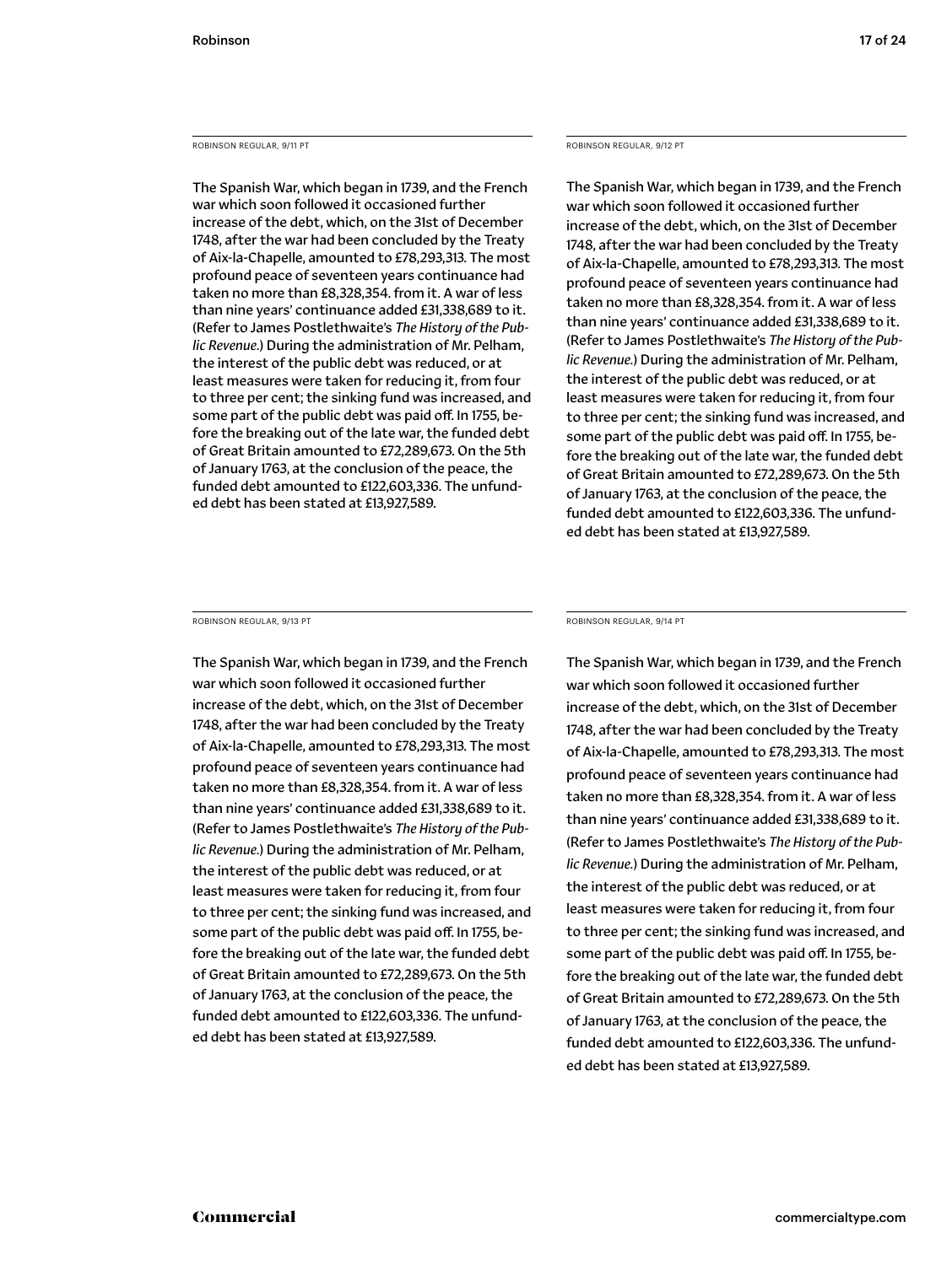ROBINSON REGULAR, 9/11 PT

The Spanish War, which began in 1739, and the French war which soon followed it occasioned further increase of the debt, which, on the 31st of December 1748, after the war had been concluded by the Treaty of Aix-la-Chapelle, amounted to £78,293,313. The most profound peace of seventeen years continuance had taken no more than £8,328,354. from it. A war of less than nine years' continuance added £31,338,689 to it. (Refer to James Postlethwaite's *The History of the Public Revenue.*) During the administration of Mr. Pelham, the interest of the public debt was reduced, or at least measures were taken for reducing it, from four to three per cent; the sinking fund was increased, and some part of the public debt was paid off. In 1755, before the breaking out of the late war, the funded debt of Great Britain amounted to £72,289,673. On the 5th of January 1763, at the conclusion of the peace, the funded debt amounted to £122,603,336. The unfunded debt has been stated at £13,927,589.

ROBINSON REGULAR, 9/12 PT

The Spanish War, which began in 1739, and the French war which soon followed it occasioned further increase of the debt, which, on the 31st of December 1748, after the war had been concluded by the Treaty of Aix-la-Chapelle, amounted to £78,293,313. The most profound peace of seventeen years continuance had taken no more than £8,328,354. from it. A war of less than nine years' continuance added £31,338,689 to it. (Refer to James Postlethwaite's *The History of the Public Revenue.*) During the administration of Mr. Pelham, the interest of the public debt was reduced, or at least measures were taken for reducing it, from four to three per cent; the sinking fund was increased, and some part of the public debt was paid off. In 1755, before the breaking out of the late war, the funded debt of Great Britain amounted to £72,289,673. On the 5th of January 1763, at the conclusion of the peace, the funded debt amounted to £122,603,336. The unfunded debt has been stated at £13,927,589.

ROBINSON REGULAR, 9/13 PT

The Spanish War, which began in 1739, and the French war which soon followed it occasioned further increase of the debt, which, on the 31st of December 1748, after the war had been concluded by the Treaty of Aix-la-Chapelle, amounted to £78,293,313. The most profound peace of seventeen years continuance had taken no more than £8,328,354. from it. A war of less than nine years' continuance added £31,338,689 to it. (Refer to James Postlethwaite's *The History of the Public Revenue.*) During the administration of Mr. Pelham, the interest of the public debt was reduced, or at least measures were taken for reducing it, from four to three per cent; the sinking fund was increased, and some part of the public debt was paid off. In 1755, before the breaking out of the late war, the funded debt of Great Britain amounted to £72,289,673. On the 5th of January 1763, at the conclusion of the peace, the funded debt amounted to £122,603,336. The unfunded debt has been stated at £13,927,589.

ROBINSON REGULAR, 9/14 PT

The Spanish War, which began in 1739, and the French war which soon followed it occasioned further increase of the debt, which, on the 31st of December 1748, after the war had been concluded by the Treaty of Aix-la-Chapelle, amounted to £78,293,313. The most profound peace of seventeen years continuance had taken no more than £8,328,354. from it. A war of less than nine years' continuance added £31,338,689 to it. (Refer to James Postlethwaite's *The History of the Public Revenue.*) During the administration of Mr. Pelham, the interest of the public debt was reduced, or at least measures were taken for reducing it, from four to three per cent; the sinking fund was increased, and some part of the public debt was paid off. In 1755, before the breaking out of the late war, the funded debt of Great Britain amounted to £72,289,673. On the 5th of January 1763, at the conclusion of the peace, the funded debt amounted to £122,603,336. The unfunded debt has been stated at £13,927,589.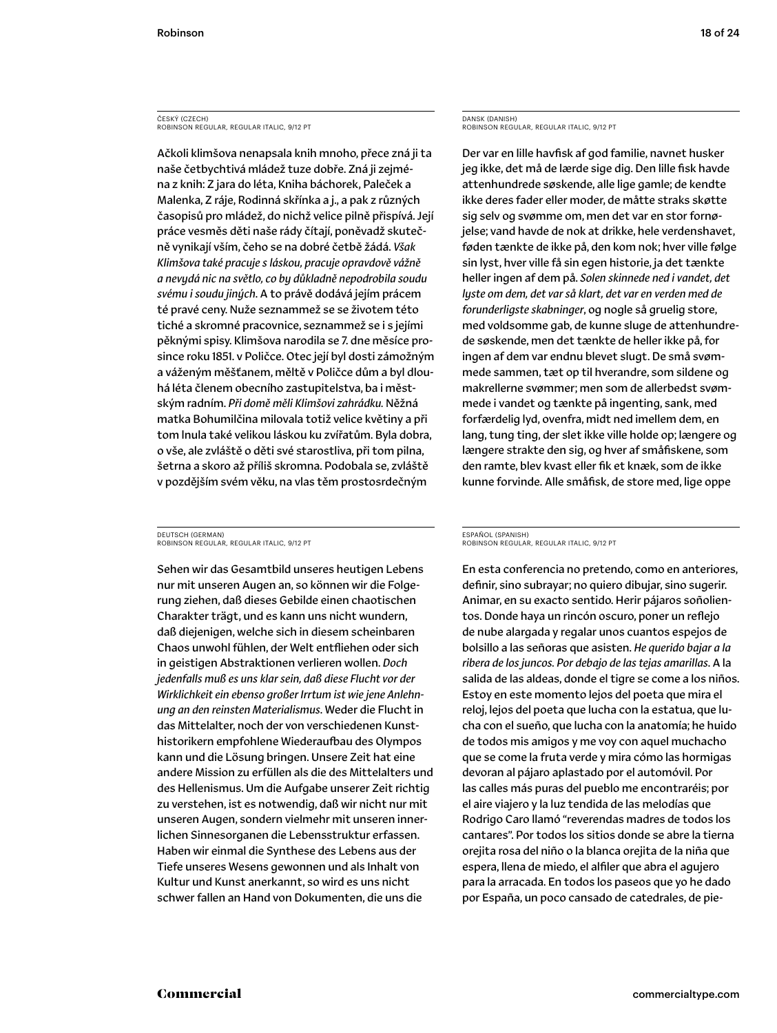ČESKÝ (CZECH)
ROBINSON REGULAR, REGULAR ITALIC, 9/12 PT

Ačkoli klimšova nenapsala knih mnoho, přece zná ji ta naše četbychtivá mládež tuze dobře. Zná ji zejména z knih: Z jara do léta, Kniha báchorek, Paleček a Malenka, Z ráje, Rodinná skřínka a j., a pak z různých časopisů pro mládež, do nichž velice pilně přispívá. Její práce vesměs děti naše rády čítají, poněvadž skutečně vynikají vším, čeho se na dobré četbě žádá. *Však Klimšova také pracuje s láskou, pracuje opravdově vážně a nevydá nic na světlo, co by důkladně nepodrobila soudu svému i soudu jiných*. A to právě dodává jejím prácem té pravé ceny. Nuže seznammež se se životem této tiché a skromné pracovnice, seznammež se i s jejími pěknými spisy. Klimšova narodila se 7. dne měsíce prosince roku 1851. v Poličce. Otec její byl dosti zámožným a váženým měšťanem, měltě v Poličce dům a byl dlouhá léta členem obecního zastupitelstva, ba i městským radním. *Při domě měli Klimšovi zahrádku.* Něžná matka Bohumilčina milovala totiž velice květiny a při tom lnula také velikou láskou ku zvířatům. Byla dobra, o vše, ale zvláště o děti své starostliva, při tom pilna, šetrna a skoro až příliš skromna. Podobala se, zvláště v pozdějším svém věku, na vlas těm prostosrdečným

DANSK (DANISH)
ROBINSON REGULAR, REGULAR ITALIC, 9/12 PT

Der var en lille havfisk af god familie, navnet husker jeg ikke, det må de lærde sige dig. Den lille fisk havde attenhundrede søskende, alle lige gamle; de kendte ikke deres fader eller moder, de måtte straks skøtte sig selv og svømme om, men det var en stor fornøjelse; vand havde de nok at drikke, hele verdenshavet, føden tænkte de ikke på, den kom nok; hver ville følge sin lyst, hver ville få sin egen historie, ja det tænkte heller ingen af dem på. *Solen skinnede ned i vandet, det lyste om dem, det var så klart, det var en verden med de forunderligste skabninger*, og nogle så gruelig store, med voldsomme gab, de kunne sluge de attenhundrede søskende, men det tænkte de heller ikke på, for ingen af dem var endnu blevet slugt. De små svømmede sammen, tæt op til hverandre, som sildene og makrellerne svømmer; men som de allerbedst svømmede i vandet og tænkte på ingenting, sank, med forfærdelig lyd, ovenfra, midt ned imellem dem, en lang, tung ting, der slet ikke ville holde op; længere og længere strakte den sig, og hver af småfiskene, som den ramte, blev kvast eller fik et knæk, som de ikke kunne forvinde. Alle småfisk, de store med, lige oppe

DEUTSCH (GERMAN)
ROBINSON REGULAR, REGULAR ITALIC, 9/12 PT

Sehen wir das Gesamtbild unseres heutigen Lebens nur mit unseren Augen an, so können wir die Folgerung ziehen, daß dieses Gebilde einen chaotischen Charakter trägt, und es kann uns nicht wundern, daß diejenigen, welche sich in diesem scheinbaren Chaos unwohl fühlen, der Welt entfliehen oder sich in geistigen Abstraktionen verlieren wollen. *Doch jedenfalls muß es uns klar sein, daß diese Flucht vor der Wirklichkeit ein ebenso großer Irrtum ist wie jene Anlehnung an den reinsten Materialismus*. Weder die Flucht in das Mittelalter, noch der von verschiedenen Kunsthistorikern empfohlene Wiederaufbau des Olympos kann und die Lösung bringen. Unsere Zeit hat eine andere Mission zu erfüllen als die des Mittelalters und des Hellenismus. Um die Aufgabe unserer Zeit richtig zu verstehen, ist es notwendig, daß wir nicht nur mit unseren Augen, sondern vielmehr mit unseren innerlichen Sinnesorganen die Lebensstruktur erfassen. Haben wir einmal die Synthese des Lebens aus der Tiefe unseres Wesens gewonnen und als Inhalt von Kultur und Kunst anerkannt, so wird es uns nicht schwer fallen an Hand von Dokumenten, die uns die

ESPAÑOL (SPANISH)
ROBINSON REGULAR, REGULAR ITALIC, 9/12 PT

En esta conferencia no pretendo, como en anteriores, definir, sino subrayar; no quiero dibujar, sino sugerir. Animar, en su exacto sentido. Herir pájaros soñolientos. Donde haya un rincón oscuro, poner un reflejo de nube alargada y regalar unos cuantos espejos de bolsillo a las señoras que asisten. *He querido bajar a la ribera de los juncos. Por debajo de las tejas amarillas*. A la salida de las aldeas, donde el tigre se come a los niños. Estoy en este momento lejos del poeta que mira el reloj, lejos del poeta que lucha con la estatua, que lucha con el sueño, que lucha con la anatomía; he huido de todos mis amigos y me voy con aquel muchacho que se come la fruta verde y mira cómo las hormigas devoran al pájaro aplastado por el automóvil. Por las calles más puras del pueblo me encontraréis; por el aire viajero y la luz tendida de las melodías que Rodrigo Caro llamó "reverendas madres de todos los cantares". Por todos los sitios donde se abre la tierna orejita rosa del niño o la blanca orejita de la niña que espera, llena de miedo, el alfiler que abra el agujero para la arracada. En todos los paseos que yo he dado por España, un poco cansado de catedrales, de pie-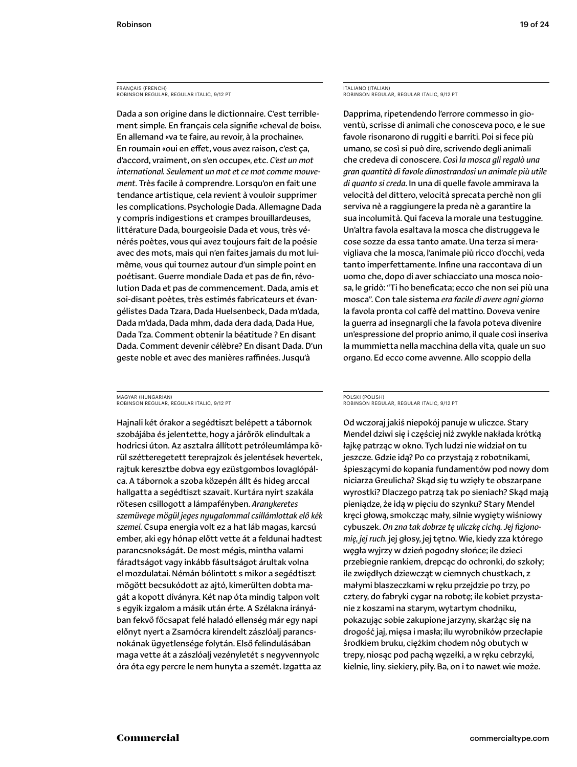FRANÇAIS (FRENCH)
ROBINSON REGULAR, REGULAR ITALIC, 9/12 PT

Dada a son origine dans le dictionnaire. C'est terriblement simple. En français cela signifie «cheval de bois». En allemand «va te faire, au revoir, à la prochaine». En roumain «oui en effet, vous avez raison, c'est ça, d'accord, vraiment, on s'en occupe», etc. *C'est un mot international. Seulement un mot et ce mot comme mouvement.* Très facile à comprendre. Lorsqu'on en fait une tendance artistique, cela revient à vouloir supprimer les complications. Psychologie Dada. Allemagne Dada y compris indigestions et crampes brouillardeuses, littérature Dada, bourgeoisie Dada et vous, très vénérés poètes, vous qui avez toujours fait de la poésie avec des mots, mais qui n'en faites jamais du mot luimême, vous qui tournez autour d'un simple point en poétisant. Guerre mondiale Dada et pas de fin, révolution Dada et pas de commencement. Dada, amis et soi-disant poètes, très estimés fabricateurs et évangélistes Dada Tzara, Dada Huelsenbeck, Dada m'dada, Dada m'dada, Dada mhm, dada dera dada, Dada Hue, Dada Tza. Comment obtenir la béatitude ? En disant Dada. Comment devenir célèbre? En disant Dada. D'un geste noble et avec des manières raffinées. Jusqu'à

ITALIANO (ITALIAN)
ROBINSON REGULAR, REGULAR ITALIC, 9/12 PT

Dapprima, ripetendendo l'errore commesso in gioventù, scrisse di animali che conosceva poco, e le sue favole risonarono di ruggiti e barriti. Poi si fece più umano, se così si può dire, scrivendo degli animali che credeva di conoscere. *Così la mosca gli regalò una gran quantità di favole dimostrandosi un animale più utile di quanto si creda.* In una di quelle favole ammirava la velocità del dittero, velocità sprecata perchè non gli serviva nè a raggiungere la preda nè a garantire la sua incolumità. Qui faceva la morale una testuggine. Un'altra favola esaltava la mosca che distruggeva le cose sozze da essa tanto amate. Una terza si meravigliava che la mosca, l'animale più ricco d'occhi, veda tanto imperfettamente. Infine una raccontava di un uomo che, dopo di aver schiacciato una mosca noiosa, le gridò: "Ti ho beneficata; ecco che non sei più una mosca". Con tale sistema *era facile di avere ogni giorno* la favola pronta col caffè del mattino. Doveva venire la guerra ad insegnargli che la favola poteva divenire un'espressione del proprio animo, il quale così inseriva la mummietta nella macchina della vita, quale un suo organo. Ed ecco come avvenne. Allo scoppio della

MAGYAR (HUNGARIAN)
ROBINSON REGULAR, REGULAR ITALIC, 9/12 PT

Hajnali két órakor a segédtiszt belépett a tábornok szobájába és jelentette, hogy a járőrök elindultak a hodricsi úton. Az asztalra állított petróleumlámpa körül szétteregetett tereprajzok és jelentések hevertek, rajtuk keresztbe dobva egy ezüstgombos lovaglópálca. A tábornok a szoba közepén állt és hideg arccal hallgatta a segédtiszt szavait. Kurtára nyírt szakála rőtesen csillogott a lámpafényben. *Aranykeretes szemüvege mögül jeges nyugalommal csillámlottak elő kék szemei.* Csupa energia volt ez a hat láb magas, karcsú ember, aki egy hónap előtt vette át a feldunai hadtest parancsnokságát. De most mégis, mintha valami fáradtságot vagy inkább fásultságot árultak volna el mozdulatai. Némán bólintott s mikor a segédtiszt mögött becsukódott az ajtó, kimerülten dobta magát a kopott díványra. Két nap óta mindig talpon volt s egyik izgalom a másik után érte. A Szélakna irányában fekvő főcsapat felé haladó ellenség már egy napi előnyt nyert a Zsarnócra kirendelt zászlóalj parancsnokának ügyetlensége folytán. Első felindulásában maga vette át a zászlóalj vezényletét s negyvennyolc óra óta egy percre le nem hunyta a szemét. Izgatta az

POLSKI (POLISH)
ROBINSON REGULAR, REGULAR ITALIC, 9/12 PT

Od wczoraj jakiś niepokój panuje w uliczce. Stary Mendel dziwi się i częściej niż zwykle nakłada krótką łajkę patrząc w okno. Tych ludzi nie widział on tu jeszcze. Gdzie idą? Po co przystają z robotnikami, śpieszącymi do kopania fundamentów pod nowy dom niciarza Greulicha? Skąd się tu wzięły te obszarpane wyrostki? Dlaczego patrzą tak po sieniach? Skąd mają pieniądze, że idą w pięciu do szynku? Stary Mendel kręci głową, smokcząc mały, silnie wygięty wiśniowy cybuszek. *On zna tak dobrze tę uliczkę cichą. Jej fizjonomię, jej ruch.* jej głosy, jej tętno. Wie, kiedy zza którego węgła wyjrzy w dzień pogodny słońce; ile dzieci przebiegnie rankiem, drepcąc do ochronki, do szkoły; ile zwiędłych dziewcząt w ciemnych chustkach, z małymi blaszeczkami w ręku przejdzie po trzy, po cztery, do fabryki cygar na robotę; ile kobiet przystanie z koszami na starym, wytartym chodniku, pokazując sobie zakupione jarzyny, skarżąc się na drogość jaj, mięsa i masła; ilu wyrobników przecłapie środkiem bruku, ciężkim chodem nóg obutych w trepy, niosąc pod pachą węzełki, a w ręku cebrzyki, kielnie, liny. siekiery, piły. Ba, on i to nawet wie może.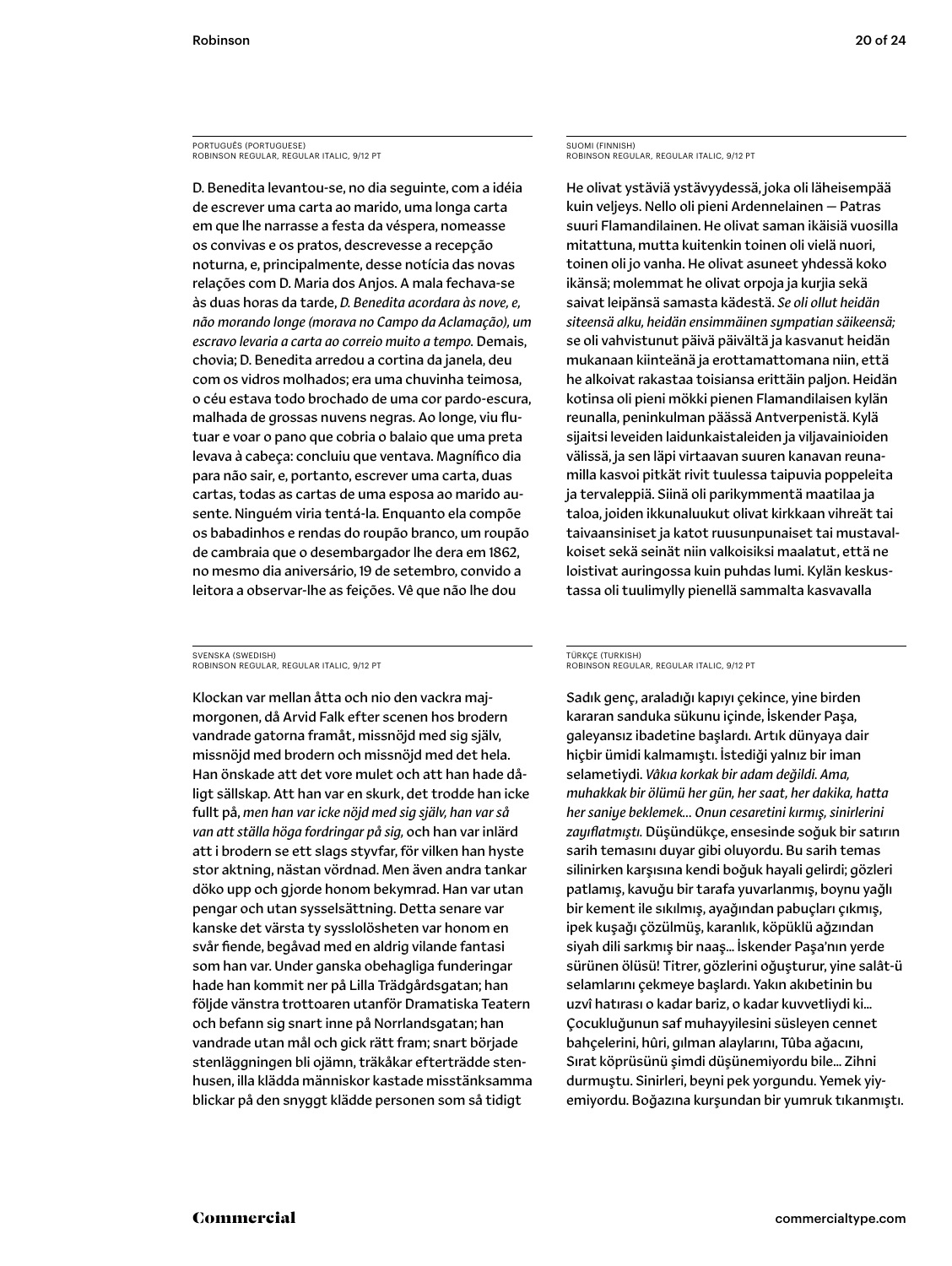PORTUGUÊS (PORTUGUESE)
ROBINSON REGULAR, REGULAR ITALIC, 9/12 PT

D. Benedita levantou-se, no dia seguinte, com a idéia de escrever uma carta ao marido, uma longa carta em que lhe narrasse a festa da véspera, nomeasse os convivas e os pratos, descrevesse a recepção noturna, e, principalmente, desse notícia das novas relações com D. Maria dos Anjos. A mala fechava-se às duas horas da tarde, *D. Benedita acordara às nove, e, não morando longe (morava no Campo da Aclamação), um escravo levaria a carta ao correio muito a tempo.* Demais, chovia; D. Benedita arredou a cortina da janela, deu com os vidros molhados; era uma chuvinha teimosa, o céu estava todo brochado de uma cor pardo-escura, malhada de grossas nuvens negras. Ao longe, viu flutuar e voar o pano que cobria o balaio que uma preta levava à cabeça: concluiu que ventava. Magnífico dia para não sair, e, portanto, escrever uma carta, duas cartas, todas as cartas de uma esposa ao marido ausente. Ninguém viria tentá-la. Enquanto ela compõe os babadinhos e rendas do roupão branco, um roupão de cambraia que o desembargador lhe dera em 1862, no mesmo dia aniversário, 19 de setembro, convido a leitora a observar-lhe as feições. Vê que não lhe dou

SUOMI (FINNISH)
ROBINSON REGULAR, REGULAR ITALIC, 9/12 PT

He olivat ystäviä ystävyydessä, joka oli läheisempää kuin veljeys. Nello oli pieni Ardennelainen — Patras suuri Flamandilainen. He olivat saman ikäisiä vuosilla mitattuna, mutta kuitenkin toinen oli vielä nuori, toinen oli jo vanha. He olivat asuneet yhdessä koko ikänsä; molemmat he olivat orpoja ja kurjia sekä saivat leipänsä samasta kädestä. *Se oli ollut heidän siteensä alku, heidän ensimmäinen sympatian säikeensä;* se oli vahvistunut päivä päivältä ja kasvanut heidän mukanaan kiinteänä ja erottamattomana niin, että he alkoivat rakastaa toisiansa erittäin paljon. Heidän kotinsa oli pieni mökki pienen Flamandilaisen kylän reunalla, peninkulman päässä Antverpenistä. Kylä sijaitsi leveiden laidunkaistaleiden ja viljavainioiden välissä, ja sen läpi virtaavan suuren kanavan reunamilla kasvoi pitkät rivit tuulessa taipuvia poppeleita ja tervaleppiä. Siinä oli parikymmentä maatilaa ja taloa, joiden ikkunaluukut olivat kirkkaan vihreät tai taivaansiniset ja katot ruusunpunaiset tai mustavalkoiset sekä seinät niin valkoisiksi maalatut, että ne loistivat auringossa kuin puhdas lumi. Kylän keskustassa oli tuulimylly pienellä sammalta kasvavalla

SVENSKA (SWEDISH)
ROBINSON REGULAR, REGULAR ITALIC, 9/12 PT

Klockan var mellan åtta och nio den vackra majmorgonen, då Arvid Falk efter scenen hos brodern vandrade gatorna framåt, missnöjd med sig själv, missnöjd med brodern och missnöjd med det hela. Han önskade att det vore mulet och att han hade dåligt sällskap. Att han var en skurk, det trodde han icke fullt på, *men han var icke nöjd med sig själv, han var så van att ställa höga fordringar på sig,* och han var inlärd att i brodern se ett slags styvfar, för vilken han hyste stor aktning, nästan vördnad. Men även andra tankar döko upp och gjorde honom bekymrad. Han var utan pengar och utan sysselsättning. Detta senare var kanske det värsta ty sysslolösheten var honom en svår fiende, begåvad med en aldrig vilande fantasi som han var. Under ganska obehagliga funderingar hade han kommit ner på Lilla Trädgårdsgatan; han följde vänstra trottoaren utanför Dramatiska Teatern och befann sig snart inne på Norrlandsgatan; han vandrade utan mål och gick rätt fram; snart började stenläggningen bli ojämn, träkåkar efterträdde stenhusen, illa klädda människor kastade misstänksamma blickar på den snyggt klädde personen som så tidigt

TÜRKÇE (TURKISH)
ROBINSON REGULAR, REGULAR ITALIC, 9/12 PT

Sadık genç, araladığı kapıyı çekince, yine birden kararan sanduka sükunu içinde, İskender Paşa, galeyansız ibadetine başlardı. Artık dünyaya dair hiçbir ümidi kalmamıştı. İstediği yalnız bir iman selametiydi. *Vâkıa korkak bir adam değildi. Ama, muhakkak bir ölümü her gün, her saat, her dakika, hatta her saniye beklemek... Onun cesaretini kırmış, sinirlerini zayıflatmıştı.* Düşündükçe, ensesinde soğuk bir satırın sarih temasını duyar gibi oluyordu. Bu sarih temas silinirken karşısına kendi boğuk hayali gelirdi; gözleri patlamış, kavuğu bir tarafa yuvarlanmış, boynu yağlı bir kement ile sıkılmış, ayağından pabuçları çıkmış, ipek kuşağı çözülmüş, karanlık, köpüklü ağzından siyah dili sarkmış bir naaş... İskender Paşa'nın yerde sürünen ölüsü! Titrer, gözlerini oğuşturur, yine salât-ü selamlarını çekmeye başlardı. Yakın akıbetinin bu uzvî hatırası o kadar bariz, o kadar kuvvetliydi ki... Çocukluğunun saf muhayyilesini süsleyen cennet bahçelerini, hûri, gılman alaylarını, Tûba ağacını, Sırat köprüsünü şimdi düşünemiyordu bile... Zihni durmuştu. Sinirleri, beyni pek yorgundu. Yemek yiyemiyordu. Boğazına kurşundan bir yumruk tıkanmıştı.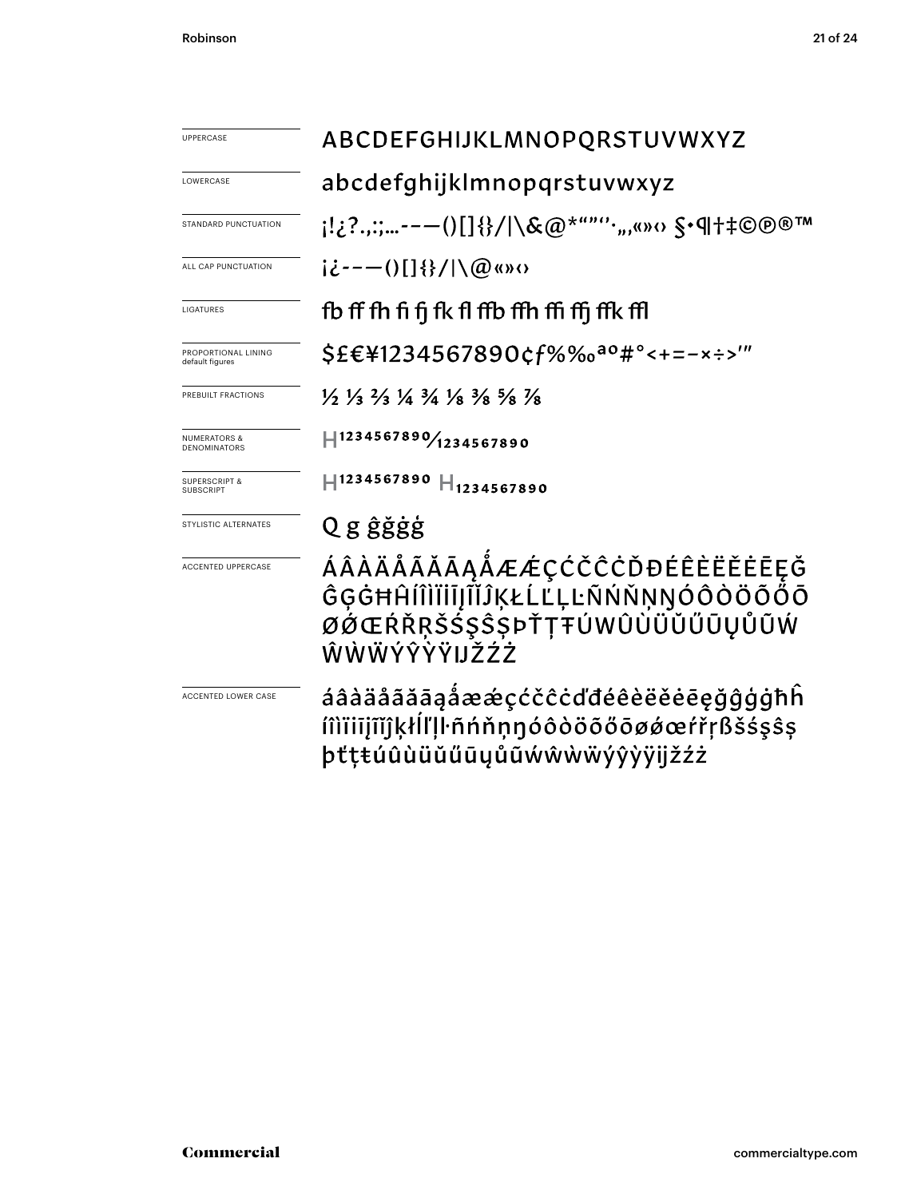| | |
|---|---|
| UPPERCASE | ABCDEFGHIJKLMNOPQRSTUVWXYZ |
| LOWERCASE | abcdefghijklmnopqrstuvwxyz |
| STANDARD PUNCTUATION | ¡!¿?.,:;…---()[]{}/\|\&@*""''·„‚«»‹› §•¶†‡©℗®™ |
| ALL CAP PUNCTUATION | ¡¿---()[]{}/\|\@«»‹› |
| LIGATURES | fb ff fh fi fj fk fl ffb ffh ffi ffj ffk ffl |
| PROPORTIONAL LINING default figures | $£€¥1234567890¢ƒ%‰ªº#°<+=−×÷>′″ |
| PREBUILT FRACTIONS | ½ ⅓ ⅔ ¼ ¾ ⅛ ⅜ ⅝ ⅞ |
| NUMERATORS & DENOMINATORS | H¹²³⁴⁵⁶⁷⁸⁹⁰⁄₁₂₃₄₅₆₇₈₉₀ |
| SUPERSCRIPT & SUBSCRIPT | H¹²³⁴⁵⁶⁷⁸⁹⁰ H₁₂₃₄₅₆₇₈₉₀ |
| STYLISTIC ALTERNATES | Q g ĝğġģ |
| ACCENTED UPPERCASE | ÁÂÀÄÅÃĂĀĄǺÆǼÇĆČĈĊĎĐÉÊÈËĚĖĒĘĞĜĢĠĦĤÍÎÌÏĪĮĨĬĴĶŁĹĽĻĿÑŃŇŅŊÓÔÒÖÕŐŌØǾŒŔŘŖŠŚŞŜȘÞŤŢŦÚŴÛÙÜŬŰŪŲŮŨẂẀẄÝŶỲŸĲŽŹŻ |
| ACCENTED LOWER CASE | áâàäåãăāąǻæǽçćčĉċďđéêèëěėēęğĝģġħĥíîìïiīįĩĭĵķłĺľļŀñńňņŋóôòöõőōøǿœŕřŗßšśşŝșþťţŧúûùüŭűūųůũẃŵẁẅýŷỳÿĳžźż |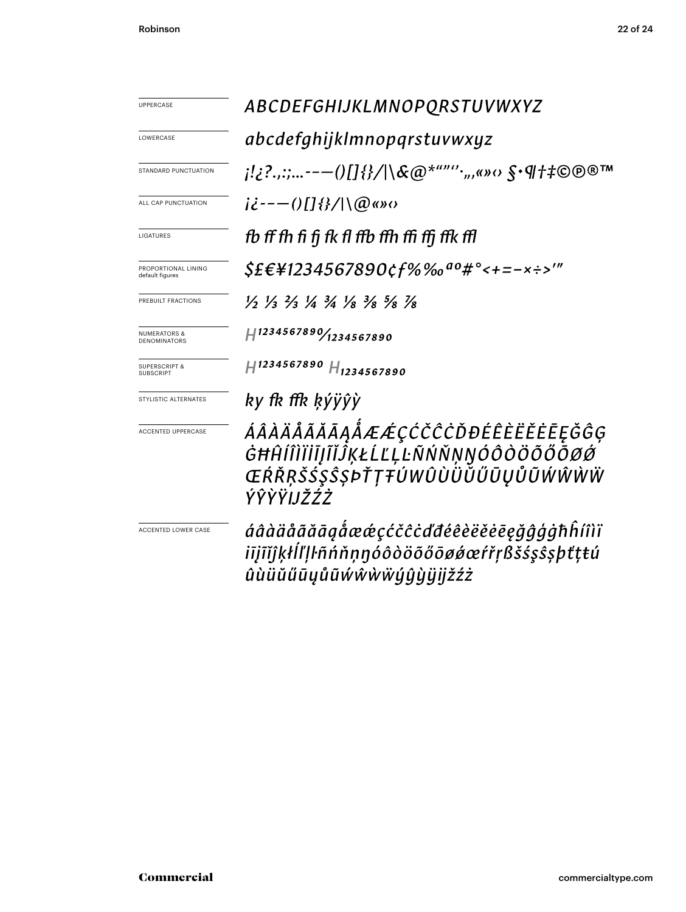| | |
|---|---|
| UPPERCASE | ABCDEFGHIJKLMNOPQRSTUVWXYZ |
| LOWERCASE | abcdefghijklmnopqrstuvwxyz |
| STANDARD PUNCTUATION | ¡!¿?.,:;...-–—()[]{}/|\&@*""''·„‚«»‹› §•¶†‡©℗®™ |
| ALL CAP PUNCTUATION | ¡¿-–—()[]{}/|\@«»‹› |
| LIGATURES | fb ff fh fi fj fk fl ffb ffh ffi ffj ffk ffl |
| PROPORTIONAL LINING default figures | $£€¥1234567890¢ƒ%‰ªº#°<+=−×÷>′″ |
| PREBUILT FRACTIONS | ½ ⅓ ⅔ ¼ ¾ ⅛ ⅜ ⅝ ⅞ |
| NUMERATORS & DENOMINATORS | H1234567890/1234567890 |
| SUPERSCRIPT & SUBSCRIPT | H1234567890 H1234567890 |
| STYLISTIC ALTERNATES | ky fk ffk ķýÿŷỳ |
| ACCENTED UPPERCASE | ÁÂÀÄÅÃĂĀĄǺÆǼÇĆČĈĊĎĐÉÊÈËĚĖĒĘĞĜĢĠĦĤÍÎÌÏĪĮĨĬĴĶŁĹĽĻĿÑŃŇŅŊÓÔÒÖÕŐŌØǾŒŔŘŖŠŚŞŜȘÞŤŢŦÚÛÙÜŬŰŪŲŮŨẂŴẀẄÝŶỲŸĲŽŹŻ |
| ACCENTED LOWER CASE | áâàäåãăāąǻæǽçćčĉċďđéêèëěėēęğĝģġħĥíîìïīįĩĭĵķłĺľļŀñńňņŋóôòöõőōøǿœŕřŗßšśşŝșþťţŧúûùüŭűūųůũẃŵẁẅýŷỳÿĳžźż |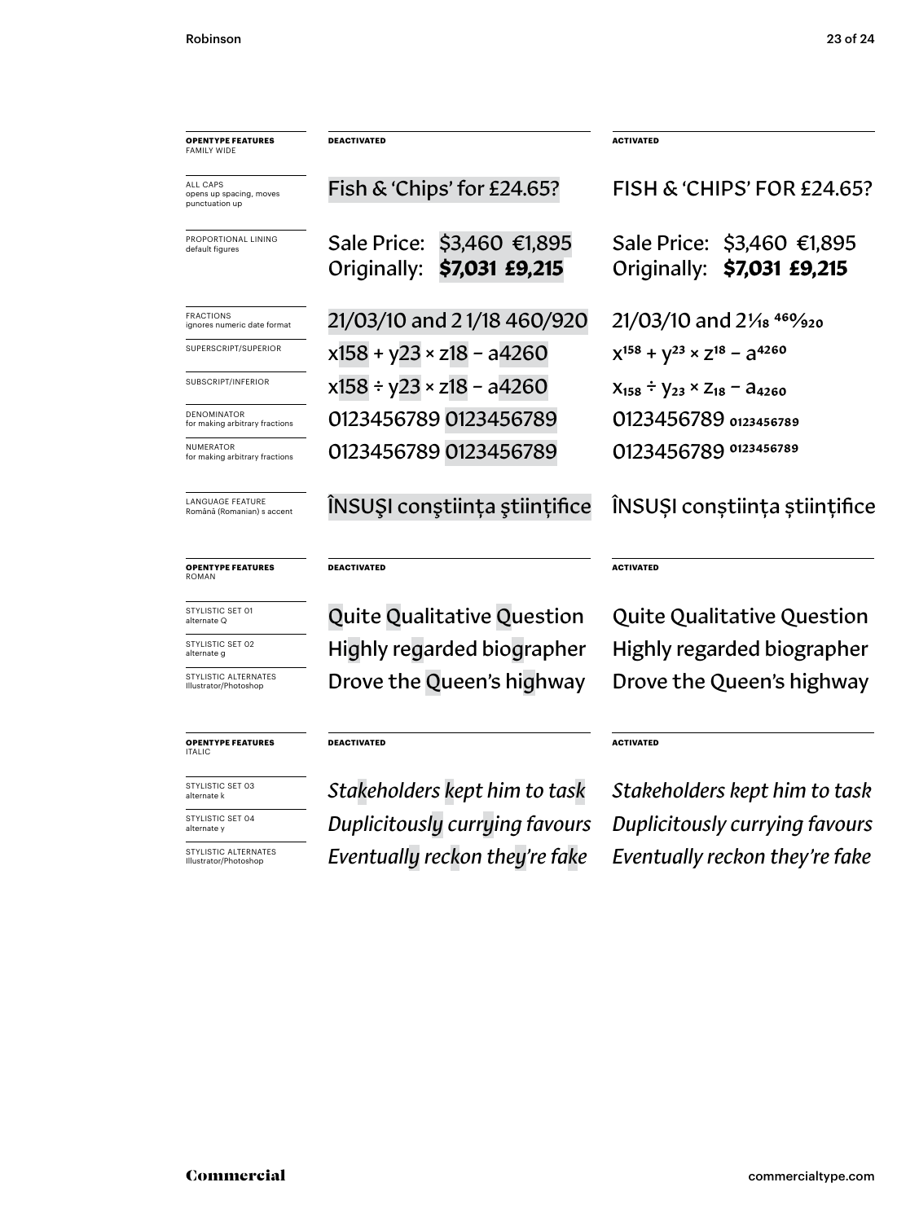| **OPENTYPE FEATURES** FAMILY WIDE | **DEACTIVATED** | **ACTIVATED** |
|---|---|---|
| ALL CAPS opens up spacing, moves punctuation up | Fish & 'Chips' for £24.65? | FISH & 'CHIPS' FOR £24.65? |
| PROPORTIONAL LINING default figures | Sale Price: $3,460 €1,895 Originally: **$7,031 £9,215** | Sale Price: $3,460 €1,895 Originally: **$7,031 £9,215** |
| FRACTIONS ignores numeric date format | 21/03/10 and 2 1/18 460/920 | 21/03/10 and 2⅟18 460⁄920 |
| SUPERSCRIPT/SUPERIOR | x158 + y23 × z18 – a4260 | $x^{158}$ + $y^{23}$ × $z^{18}$ – $a^{4260}$ |
| SUBSCRIPT/INFERIOR | x158 ÷ y23 × z18 – a4260 | $x_{158}$ ÷ $y_{23}$ × $z_{18}$ – $a_{4260}$ |
| DENOMINATOR for making arbitrary fractions | 0123456789 0123456789 | 0123456789 $_{0123456789}$ |
| NUMERATOR for making arbitrary fractions | 0123456789 0123456789 | 0123456789 $^{0123456789}$ |
| LANGUAGE FEATURE Română (Romanian) s accent | ÎNSUŞI conştiinţa ştiinţifice | ÎNSUȘI conștiința științifice |

| **OPENTYPE FEATURES** ROMAN | **DEACTIVATED** | **ACTIVATED** |
|---|---|---|
| STYLISTIC SET 01 alternate Q | Quite Qualitative Question | Quite Qualitative Question |
| STYLISTIC SET 02 alternate g | Highly regarded biographer | Highly regarded biographer |
| STYLISTIC ALTERNATES Illustrator/Photoshop | Drove the Queen's highway | Drove the Queen's highway |

| **OPENTYPE FEATURES** ITALIC | **DEACTIVATED** | **ACTIVATED** |
|---|---|---|
| STYLISTIC SET 03 alternate k | *Stakeholders kept him to task* | *Stakeholders kept him to task* |
| STYLISTIC SET 04 alternate y | *Duplicitously currying favours* | *Duplicitously currying favours* |
| STYLISTIC ALTERNATES Illustrator/Photoshop | *Eventually reckon they're fake* | *Eventually reckon they're fake* |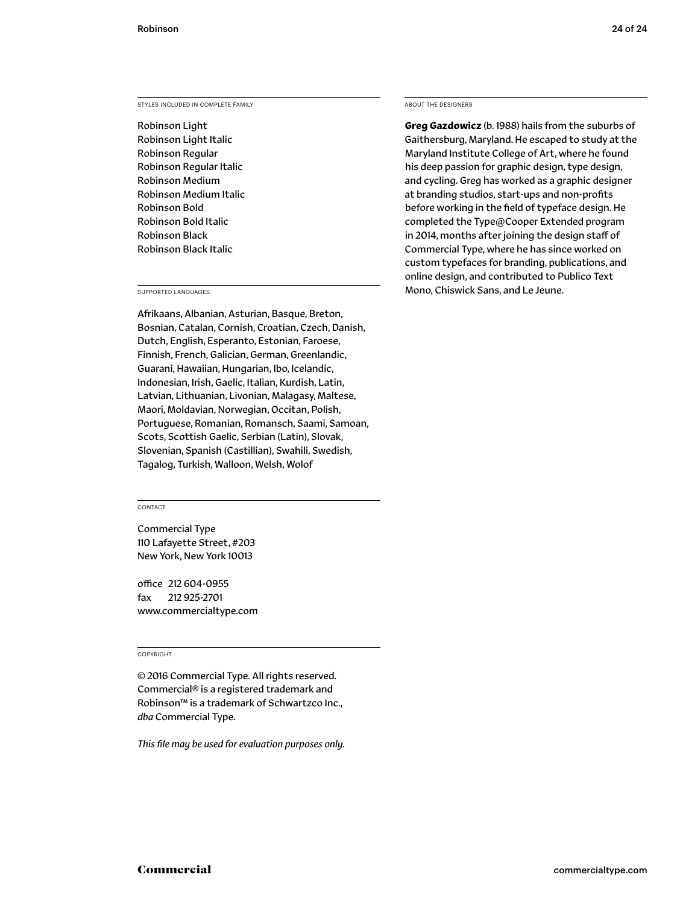## STYLES INCLUDED IN COMPLETE FAMILY

Robinson Light
Robinson Light Italic
Robinson Regular
Robinson Regular Italic
Robinson Medium
Robinson Medium Italic
Robinson Bold
Robinson Bold Italic
Robinson Black
Robinson Black Italic

## SUPPORTED LANGUAGES

Afrikaans, Albanian, Asturian, Basque, Breton, Bosnian, Catalan, Cornish, Croatian, Czech, Danish, Dutch, English, Esperanto, Estonian, Faroese, Finnish, French, Galician, German, Greenlandic, Guarani, Hawaiian, Hungarian, Ibo, Icelandic, Indonesian, Irish, Gaelic, Italian, Kurdish, Latin, Latvian, Lithuanian, Livonian, Malagasy, Maltese, Maori, Moldavian, Norwegian, Occitan, Polish, Portuguese, Romanian, Romansch, Saami, Samoan, Scots, Scottish Gaelic, Serbian (Latin), Slovak, Slovenian, Spanish (Castillian), Swahili, Swedish, Tagalog, Turkish, Walloon, Welsh, Wolof

## CONTACT

Commercial Type
110 Lafayette Street, #203
New York, New York 10013

office 212 604-0955
fax 212 925-2701
www.commercialtype.com

## COPYRIGHT

© 2016 Commercial Type. All rights reserved. Commercial® is a registered trademark and Robinson™ is a trademark of Schwartzco Inc., *dba* Commercial Type.

*This file may be used for evaluation purposes only.*

## ABOUT THE DESIGNERS

**Greg Gazdowicz** (b. 1988) hails from the suburbs of Gaithersburg, Maryland. He escaped to study at the Maryland Institute College of Art, where he found his deep passion for graphic design, type design, and cycling. Greg has worked as a graphic designer at branding studios, start-ups and non-profits before working in the field of typeface design. He completed the Type@Cooper Extended program in 2014, months after joining the design staff of Commercial Type, where he has since worked on custom typefaces for branding, publications, and online design, and contributed to Publico Text Mono, Chiswick Sans, and Le Jeune.